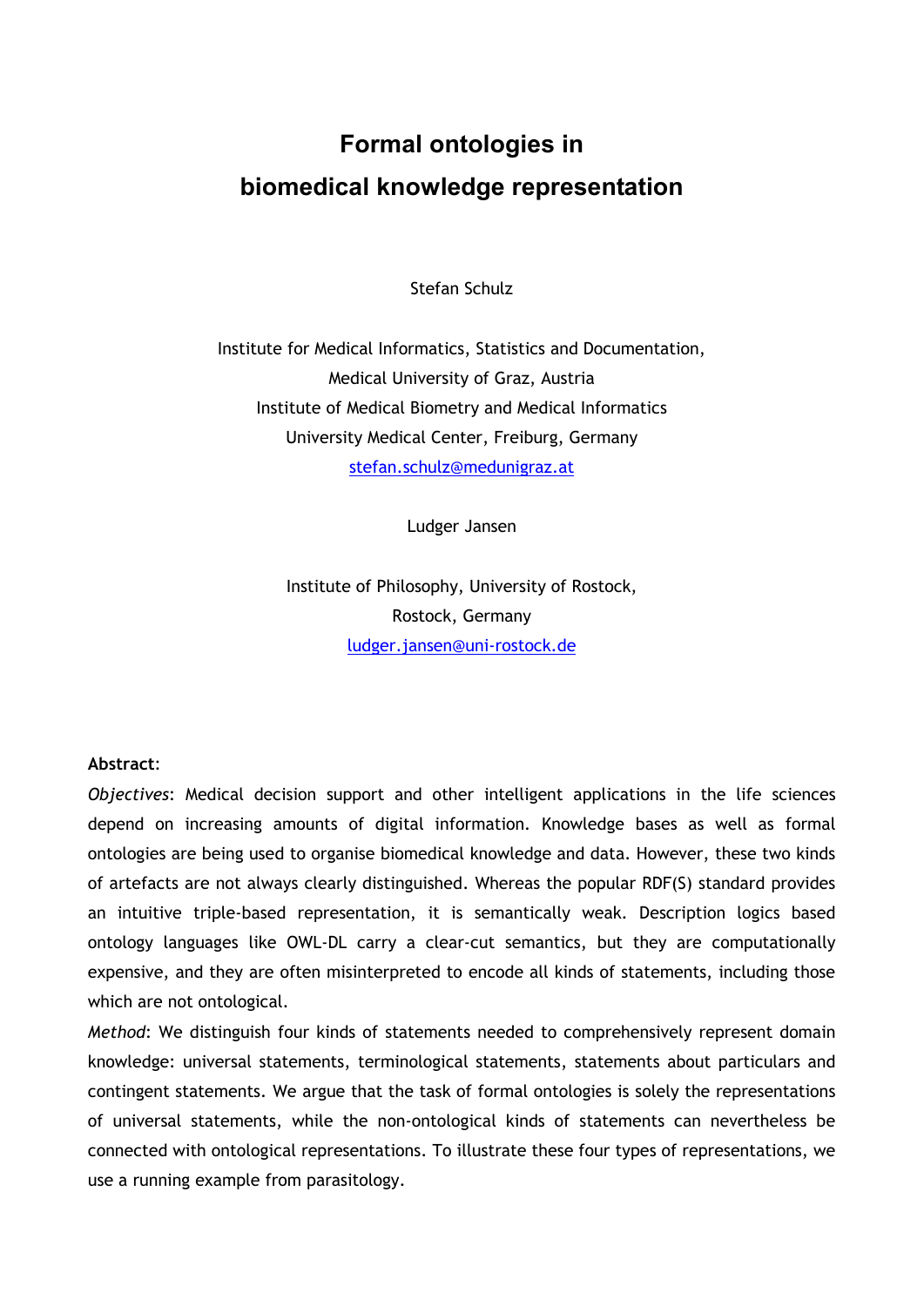# Formal ontologies in biomedical knowledge representation

Stefan Schulz

Institute for Medical Informatics, Statistics and Documentation,
Medical University of Graz, Austria
Institute of Medical Biometry and Medical Informatics
University Medical Center, Freiburg, Germany
stefan.schulz@medunigraz.at

Ludger Jansen

Institute of Philosophy, University of Rostock,
Rostock, Germany
ludger.jansen@uni-rostock.de

**Abstract**:

*Objectives*: Medical decision support and other intelligent applications in the life sciences depend on increasing amounts of digital information. Knowledge bases as well as formal ontologies are being used to organise biomedical knowledge and data. However, these two kinds of artefacts are not always clearly distinguished. Whereas the popular RDF(S) standard provides an intuitive triple-based representation, it is semantically weak. Description logics based ontology languages like OWL-DL carry a clear-cut semantics, but they are computationally expensive, and they are often misinterpreted to encode all kinds of statements, including those which are not ontological.

*Method*: We distinguish four kinds of statements needed to comprehensively represent domain knowledge: universal statements, terminological statements, statements about particulars and contingent statements. We argue that the task of formal ontologies is solely the representations of universal statements, while the non-ontological kinds of statements can nevertheless be connected with ontological representations. To illustrate these four types of representations, we use a running example from parasitology.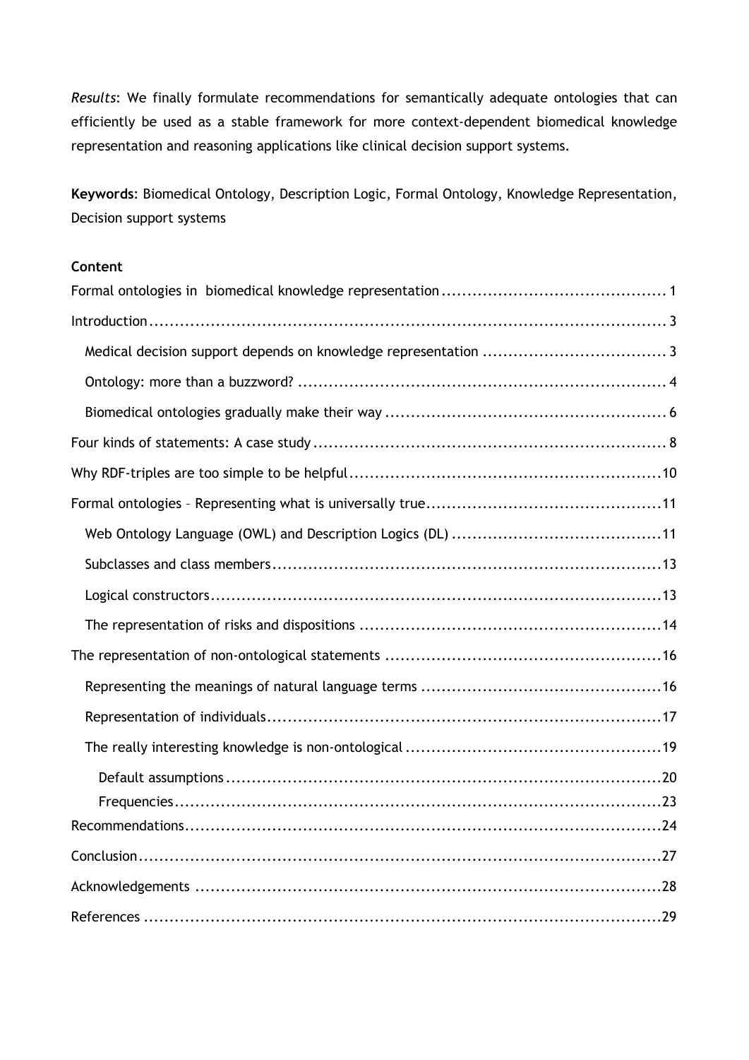*Results*: We finally formulate recommendations for semantically adequate ontologies that can efficiently be used as a stable framework for more context-dependent biomedical knowledge representation and reasoning applications like clinical decision support systems.

**Keywords**: Biomedical Ontology, Description Logic, Formal Ontology, Knowledge Representation, Decision support systems

**Content**

Formal ontologies in biomedical knowledge representation ........................................... 1

Introduction ........................................................................................................ 3

- Medical decision support depends on knowledge representation ................................... 3
- Ontology: more than a buzzword? ....................................................................... 4
- Biomedical ontologies gradually make their way ...................................................... 6

Four kinds of statements: A case study .................................................................... 8

Why RDF-triples are too simple to be helpful ............................................................. 10

Formal ontologies – Representing what is universally true ............................................. 11

- Web Ontology Language (OWL) and Description Logics (DL) ........................................ 11
- Subclasses and class members .......................................................................... 13
- Logical constructors ....................................................................................... 13
- The representation of risks and dispositions .......................................................... 14

The representation of non-ontological statements ...................................................... 16

- Representing the meanings of natural language terms .............................................. 16
- Representation of individuals ............................................................................ 17
- The really interesting knowledge is non-ontological ................................................. 19
  - Default assumptions .................................................................................... 20
  - Frequencies ............................................................................................... 23

Recommendations ................................................................................................ 24

Conclusion ......................................................................................................... 27

Acknowledgements ............................................................................................... 28

References ......................................................................................................... 29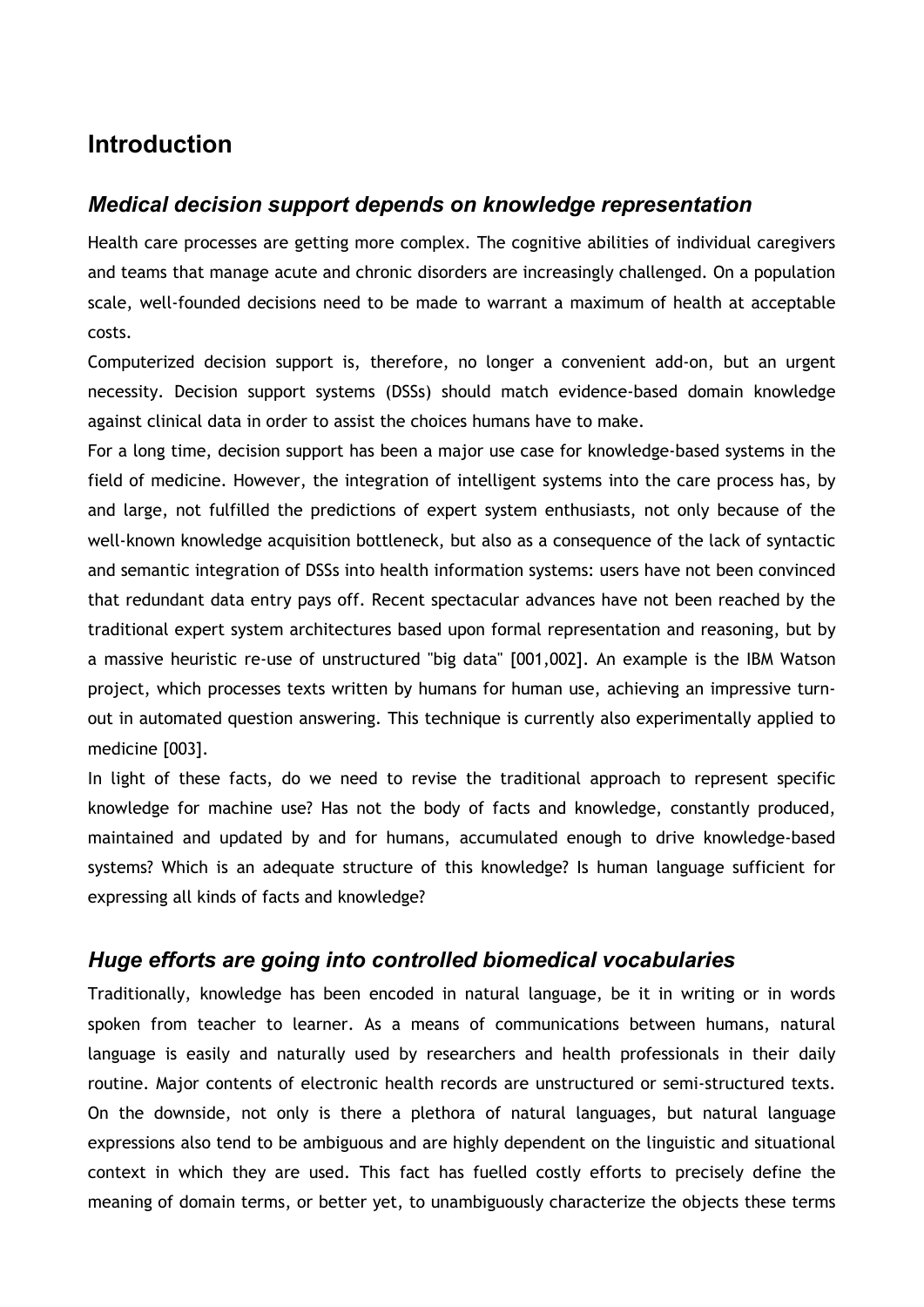# Introduction

## *Medical decision support depends on knowledge representation*

Health care processes are getting more complex. The cognitive abilities of individual caregivers and teams that manage acute and chronic disorders are increasingly challenged. On a population scale, well-founded decisions need to be made to warrant a maximum of health at acceptable costs.

Computerized decision support is, therefore, no longer a convenient add-on, but an urgent necessity. Decision support systems (DSSs) should match evidence-based domain knowledge against clinical data in order to assist the choices humans have to make.

For a long time, decision support has been a major use case for knowledge-based systems in the field of medicine. However, the integration of intelligent systems into the care process has, by and large, not fulfilled the predictions of expert system enthusiasts, not only because of the well-known knowledge acquisition bottleneck, but also as a consequence of the lack of syntactic and semantic integration of DSSs into health information systems: users have not been convinced that redundant data entry pays off. Recent spectacular advances have not been reached by the traditional expert system architectures based upon formal representation and reasoning, but by a massive heuristic re-use of unstructured "big data" [001,002]. An example is the IBM Watson project, which processes texts written by humans for human use, achieving an impressive turn-out in automated question answering. This technique is currently also experimentally applied to medicine [003].

In light of these facts, do we need to revise the traditional approach to represent specific knowledge for machine use? Has not the body of facts and knowledge, constantly produced, maintained and updated by and for humans, accumulated enough to drive knowledge-based systems? Which is an adequate structure of this knowledge? Is human language sufficient for expressing all kinds of facts and knowledge?

## *Huge efforts are going into controlled biomedical vocabularies*

Traditionally, knowledge has been encoded in natural language, be it in writing or in words spoken from teacher to learner. As a means of communications between humans, natural language is easily and naturally used by researchers and health professionals in their daily routine. Major contents of electronic health records are unstructured or semi-structured texts. On the downside, not only is there a plethora of natural languages, but natural language expressions also tend to be ambiguous and are highly dependent on the linguistic and situational context in which they are used. This fact has fuelled costly efforts to precisely define the meaning of domain terms, or better yet, to unambiguously characterize the objects these terms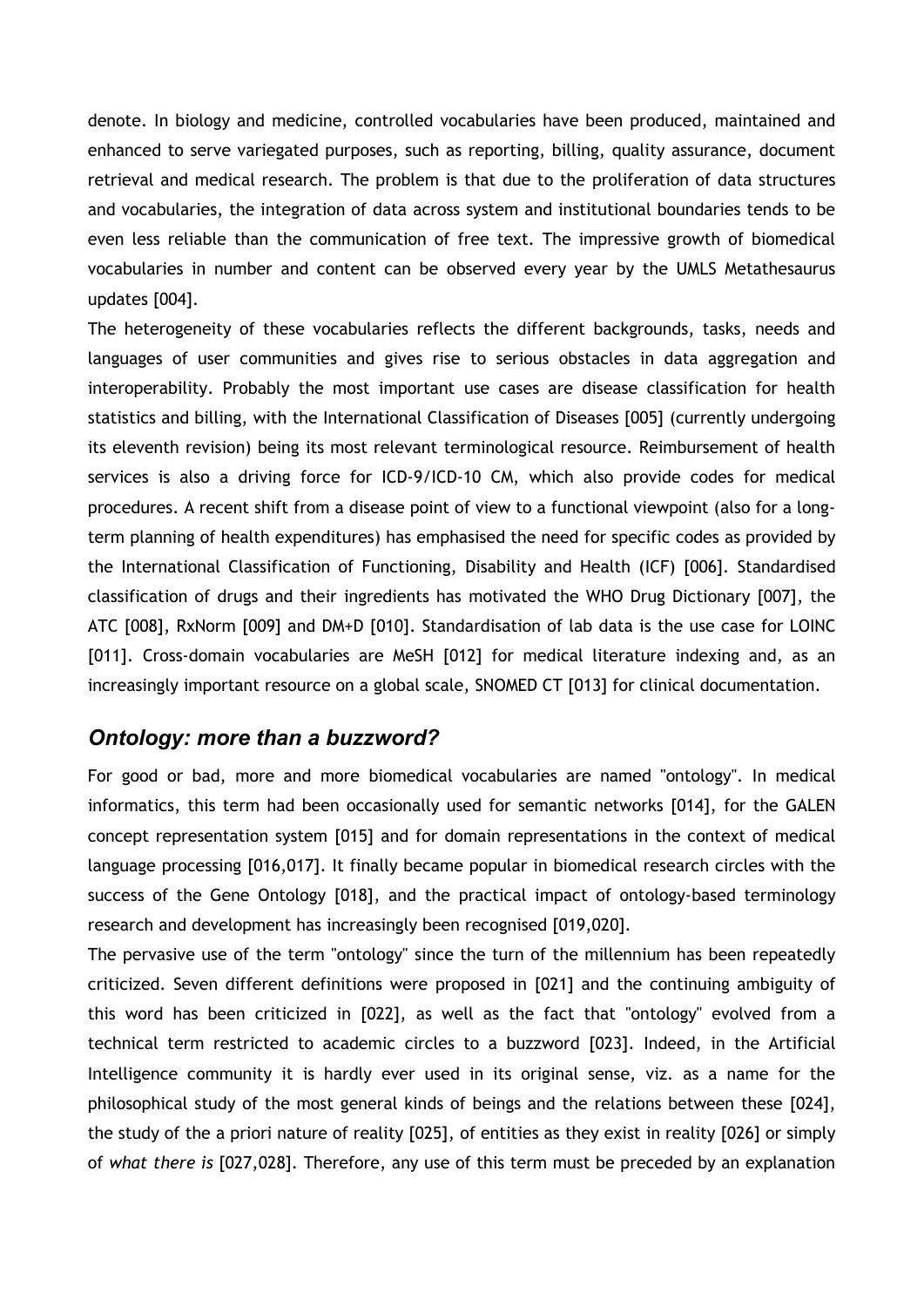denote. In biology and medicine, controlled vocabularies have been produced, maintained and enhanced to serve variegated purposes, such as reporting, billing, quality assurance, document retrieval and medical research. The problem is that due to the proliferation of data structures and vocabularies, the integration of data across system and institutional boundaries tends to be even less reliable than the communication of free text. The impressive growth of biomedical vocabularies in number and content can be observed every year by the UMLS Metathesaurus updates [004].

The heterogeneity of these vocabularies reflects the different backgrounds, tasks, needs and languages of user communities and gives rise to serious obstacles in data aggregation and interoperability. Probably the most important use cases are disease classification for health statistics and billing, with the International Classification of Diseases [005] (currently undergoing its eleventh revision) being its most relevant terminological resource. Reimbursement of health services is also a driving force for ICD-9/ICD-10 CM, which also provide codes for medical procedures. A recent shift from a disease point of view to a functional viewpoint (also for a long-term planning of health expenditures) has emphasised the need for specific codes as provided by the International Classification of Functioning, Disability and Health (ICF) [006]. Standardised classification of drugs and their ingredients has motivated the WHO Drug Dictionary [007], the ATC [008], RxNorm [009] and DM+D [010]. Standardisation of lab data is the use case for LOINC [011]. Cross-domain vocabularies are MeSH [012] for medical literature indexing and, as an increasingly important resource on a global scale, SNOMED CT [013] for clinical documentation.

## *Ontology: more than a buzzword?*

For good or bad, more and more biomedical vocabularies are named "ontology". In medical informatics, this term had been occasionally used for semantic networks [014], for the GALEN concept representation system [015] and for domain representations in the context of medical language processing [016,017]. It finally became popular in biomedical research circles with the success of the Gene Ontology [018], and the practical impact of ontology-based terminology research and development has increasingly been recognised [019,020].

The pervasive use of the term "ontology" since the turn of the millennium has been repeatedly criticized. Seven different definitions were proposed in [021] and the continuing ambiguity of this word has been criticized in [022], as well as the fact that "ontology" evolved from a technical term restricted to academic circles to a buzzword [023]. Indeed, in the Artificial Intelligence community it is hardly ever used in its original sense, viz. as a name for the philosophical study of the most general kinds of beings and the relations between these [024], the study of the a priori nature of reality [025], of entities as they exist in reality [026] or simply of *what there is* [027,028]. Therefore, any use of this term must be preceded by an explanation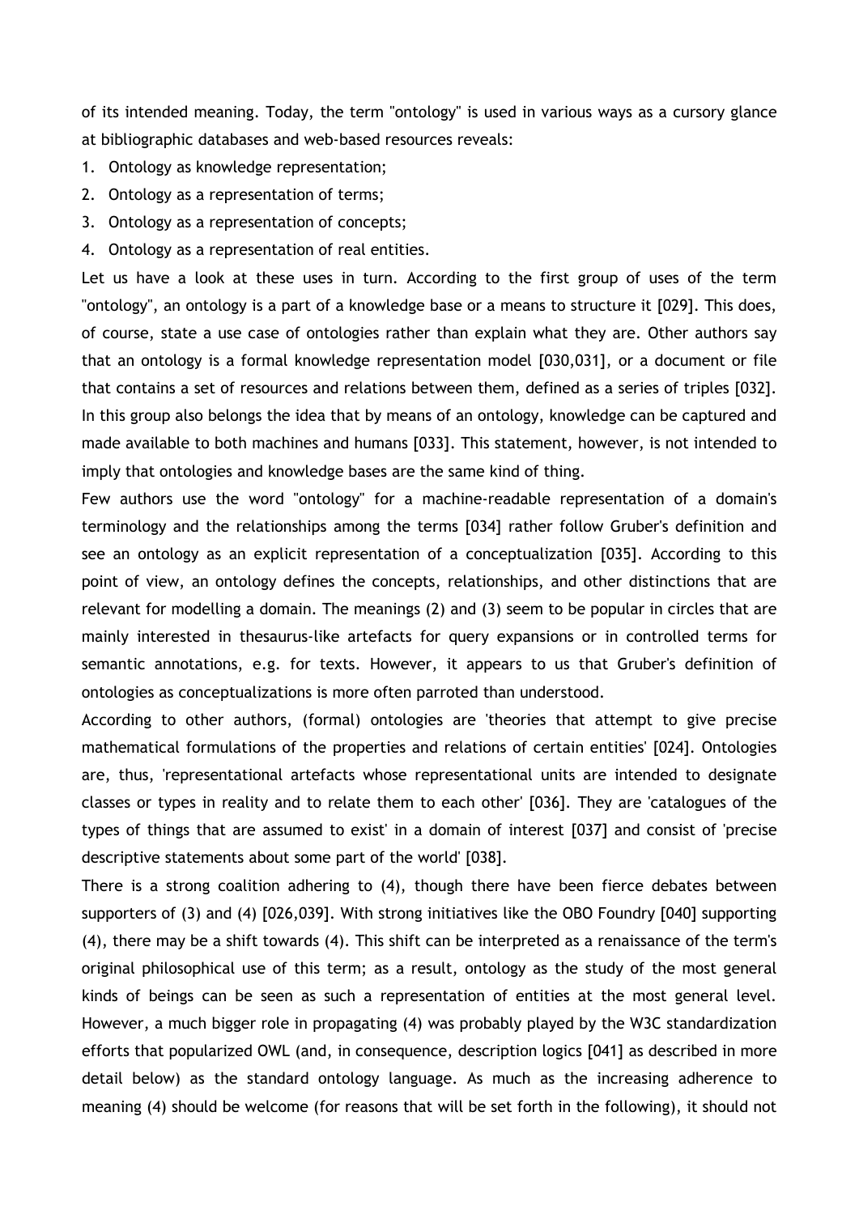of its intended meaning. Today, the term "ontology" is used in various ways as a cursory glance at bibliographic databases and web-based resources reveals:

1. Ontology as knowledge representation;
2. Ontology as a representation of terms;
3. Ontology as a representation of concepts;
4. Ontology as a representation of real entities.

Let us have a look at these uses in turn. According to the first group of uses of the term "ontology", an ontology is a part of a knowledge base or a means to structure it [029]. This does, of course, state a use case of ontologies rather than explain what they are. Other authors say that an ontology is a formal knowledge representation model [030,031], or a document or file that contains a set of resources and relations between them, defined as a series of triples [032]. In this group also belongs the idea that by means of an ontology, knowledge can be captured and made available to both machines and humans [033]. This statement, however, is not intended to imply that ontologies and knowledge bases are the same kind of thing.

Few authors use the word "ontology" for a machine-readable representation of a domain's terminology and the relationships among the terms [034] rather follow Gruber's definition and see an ontology as an explicit representation of a conceptualization [035]. According to this point of view, an ontology defines the concepts, relationships, and other distinctions that are relevant for modelling a domain. The meanings (2) and (3) seem to be popular in circles that are mainly interested in thesaurus-like artefacts for query expansions or in controlled terms for semantic annotations, e.g. for texts. However, it appears to us that Gruber's definition of ontologies as conceptualizations is more often parroted than understood.

According to other authors, (formal) ontologies are 'theories that attempt to give precise mathematical formulations of the properties and relations of certain entities' [024]. Ontologies are, thus, 'representational artefacts whose representational units are intended to designate classes or types in reality and to relate them to each other' [036]. They are 'catalogues of the types of things that are assumed to exist' in a domain of interest [037] and consist of 'precise descriptive statements about some part of the world' [038].

There is a strong coalition adhering to (4), though there have been fierce debates between supporters of (3) and (4) [026,039]. With strong initiatives like the OBO Foundry [040] supporting (4), there may be a shift towards (4). This shift can be interpreted as a renaissance of the term's original philosophical use of this term; as a result, ontology as the study of the most general kinds of beings can be seen as such a representation of entities at the most general level. However, a much bigger role in propagating (4) was probably played by the W3C standardization efforts that popularized OWL (and, in consequence, description logics [041] as described in more detail below) as the standard ontology language. As much as the increasing adherence to meaning (4) should be welcome (for reasons that will be set forth in the following), it should not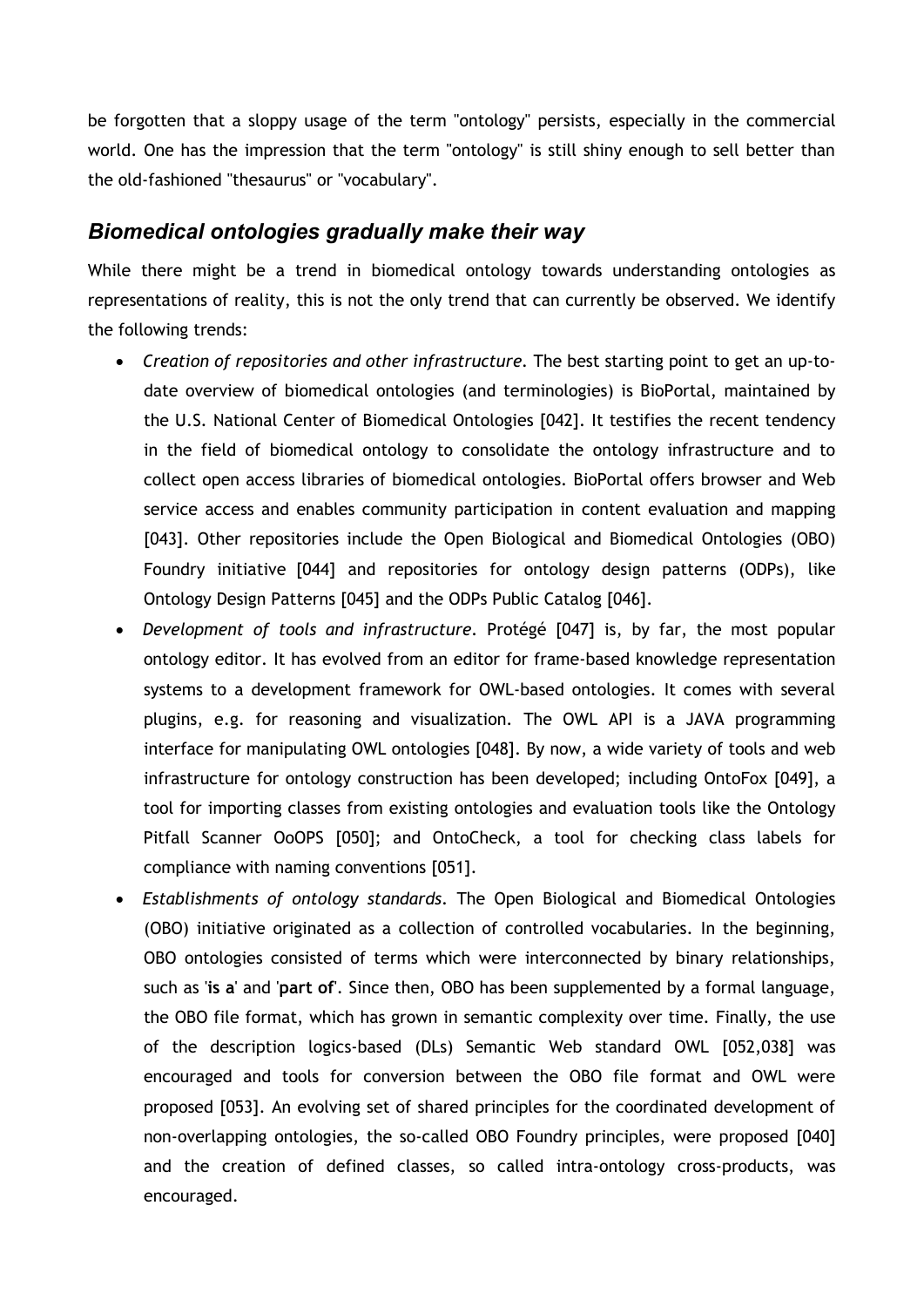be forgotten that a sloppy usage of the term "ontology" persists, especially in the commercial world. One has the impression that the term "ontology" is still shiny enough to sell better than the old-fashioned "thesaurus" or "vocabulary".

## *Biomedical ontologies gradually make their way*

While there might be a trend in biomedical ontology towards understanding ontologies as representations of reality, this is not the only trend that can currently be observed. We identify the following trends:

- *Creation of repositories and other infrastructure.* The best starting point to get an up-to-date overview of biomedical ontologies (and terminologies) is BioPortal, maintained by the U.S. National Center of Biomedical Ontologies [042]. It testifies the recent tendency in the field of biomedical ontology to consolidate the ontology infrastructure and to collect open access libraries of biomedical ontologies. BioPortal offers browser and Web service access and enables community participation in content evaluation and mapping [043]. Other repositories include the Open Biological and Biomedical Ontologies (OBO) Foundry initiative [044] and repositories for ontology design patterns (ODPs), like Ontology Design Patterns [045] and the ODPs Public Catalog [046].
- *Development of tools and infrastructure.* Protégé [047] is, by far, the most popular ontology editor. It has evolved from an editor for frame-based knowledge representation systems to a development framework for OWL-based ontologies. It comes with several plugins, e.g. for reasoning and visualization. The OWL API is a JAVA programming interface for manipulating OWL ontologies [048]. By now, a wide variety of tools and web infrastructure for ontology construction has been developed; including OntoFox [049], a tool for importing classes from existing ontologies and evaluation tools like the Ontology Pitfall Scanner OoOPS [050]; and OntoCheck, a tool for checking class labels for compliance with naming conventions [051].
- *Establishments of ontology standards.* The Open Biological and Biomedical Ontologies (OBO) initiative originated as a collection of controlled vocabularies. In the beginning, OBO ontologies consisted of terms which were interconnected by binary relationships, such as '**is a**' and '**part of**'. Since then, OBO has been supplemented by a formal language, the OBO file format, which has grown in semantic complexity over time. Finally, the use of the description logics-based (DLs) Semantic Web standard OWL [052,038] was encouraged and tools for conversion between the OBO file format and OWL were proposed [053]. An evolving set of shared principles for the coordinated development of non-overlapping ontologies, the so-called OBO Foundry principles, were proposed [040] and the creation of defined classes, so called intra-ontology cross-products, was encouraged.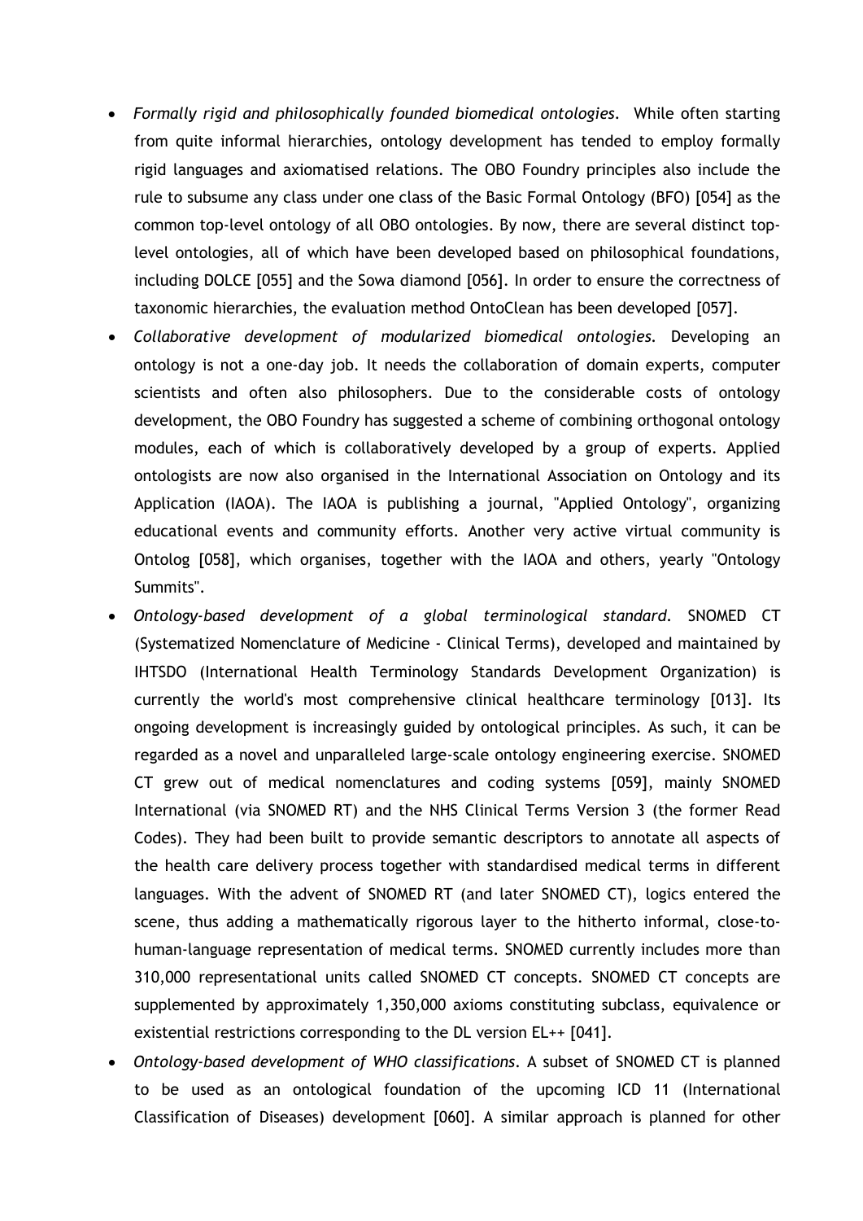- *Formally rigid and philosophically founded biomedical ontologies.* While often starting from quite informal hierarchies, ontology development has tended to employ formally rigid languages and axiomatised relations. The OBO Foundry principles also include the rule to subsume any class under one class of the Basic Formal Ontology (BFO) [054] as the common top-level ontology of all OBO ontologies. By now, there are several distinct top-level ontologies, all of which have been developed based on philosophical foundations, including DOLCE [055] and the Sowa diamond [056]. In order to ensure the correctness of taxonomic hierarchies, the evaluation method OntoClean has been developed [057].
- *Collaborative development of modularized biomedical ontologies.* Developing an ontology is not a one-day job. It needs the collaboration of domain experts, computer scientists and often also philosophers. Due to the considerable costs of ontology development, the OBO Foundry has suggested a scheme of combining orthogonal ontology modules, each of which is collaboratively developed by a group of experts. Applied ontologists are now also organised in the International Association on Ontology and its Application (IAOA). The IAOA is publishing a journal, "Applied Ontology", organizing educational events and community efforts. Another very active virtual community is Ontolog [058], which organises, together with the IAOA and others, yearly "Ontology Summits".
- *Ontology-based development of a global terminological standard.* SNOMED CT (Systematized Nomenclature of Medicine - Clinical Terms), developed and maintained by IHTSDO (International Health Terminology Standards Development Organization) is currently the world's most comprehensive clinical healthcare terminology [013]. Its ongoing development is increasingly guided by ontological principles. As such, it can be regarded as a novel and unparalleled large-scale ontology engineering exercise. SNOMED CT grew out of medical nomenclatures and coding systems [059], mainly SNOMED International (via SNOMED RT) and the NHS Clinical Terms Version 3 (the former Read Codes). They had been built to provide semantic descriptors to annotate all aspects of the health care delivery process together with standardised medical terms in different languages. With the advent of SNOMED RT (and later SNOMED CT), logics entered the scene, thus adding a mathematically rigorous layer to the hitherto informal, close-to-human-language representation of medical terms. SNOMED currently includes more than 310,000 representational units called SNOMED CT concepts. SNOMED CT concepts are supplemented by approximately 1,350,000 axioms constituting subclass, equivalence or existential restrictions corresponding to the DL version EL++ [041].
- *Ontology-based development of WHO classifications.* A subset of SNOMED CT is planned to be used as an ontological foundation of the upcoming ICD 11 (International Classification of Diseases) development [060]. A similar approach is planned for other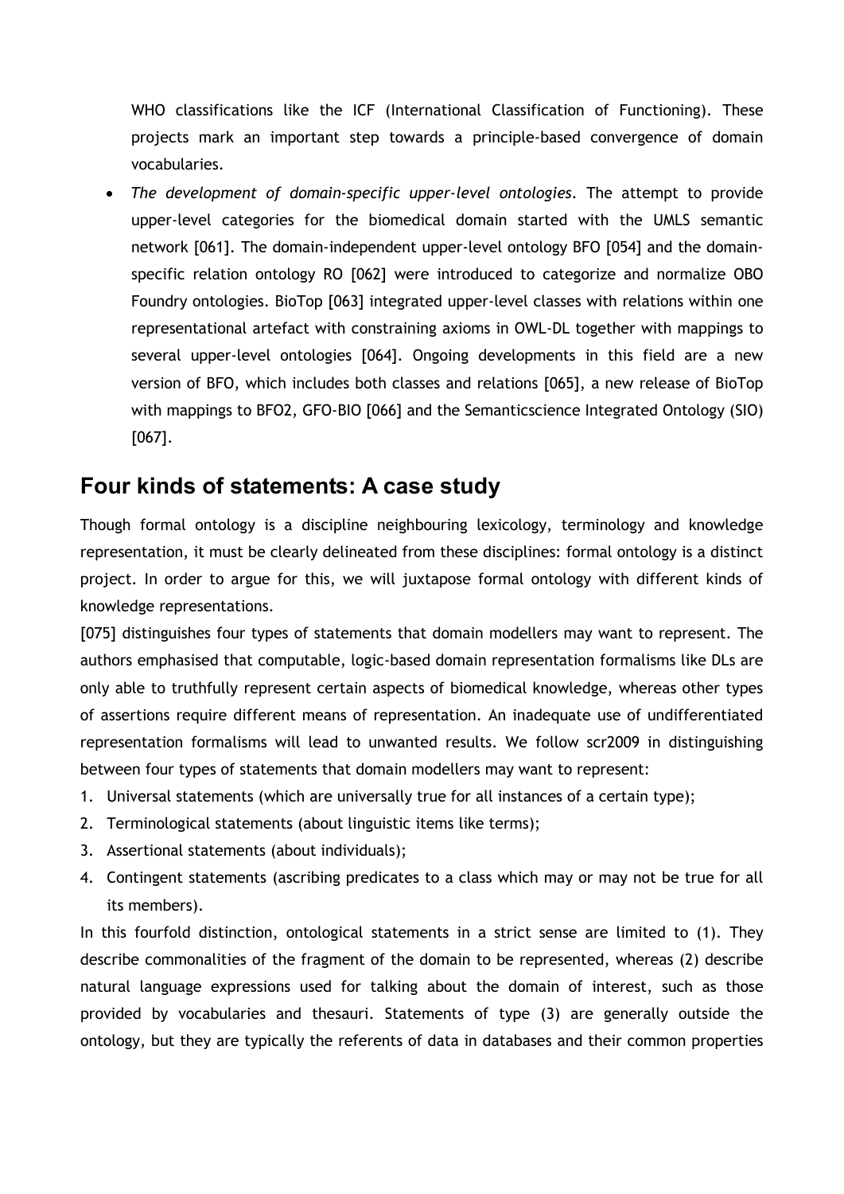WHO classifications like the ICF (International Classification of Functioning). These projects mark an important step towards a principle-based convergence of domain vocabularies.

- *The development of domain-specific upper-level ontologies*. The attempt to provide upper-level categories for the biomedical domain started with the UMLS semantic network [061]. The domain-independent upper-level ontology BFO [054] and the domain-specific relation ontology RO [062] were introduced to categorize and normalize OBO Foundry ontologies. BioTop [063] integrated upper-level classes with relations within one representational artefact with constraining axioms in OWL-DL together with mappings to several upper-level ontologies [064]. Ongoing developments in this field are a new version of BFO, which includes both classes and relations [065], a new release of BioTop with mappings to BFO2, GFO-BIO [066] and the Semanticscience Integrated Ontology (SIO) [067].

## Four kinds of statements: A case study

Though formal ontology is a discipline neighbouring lexicology, terminology and knowledge representation, it must be clearly delineated from these disciplines: formal ontology is a distinct project. In order to argue for this, we will juxtapose formal ontology with different kinds of knowledge representations.

[075] distinguishes four types of statements that domain modellers may want to represent. The authors emphasised that computable, logic-based domain representation formalisms like DLs are only able to truthfully represent certain aspects of biomedical knowledge, whereas other types of assertions require different means of representation. An inadequate use of undifferentiated representation formalisms will lead to unwanted results. We follow scr2009 in distinguishing between four types of statements that domain modellers may want to represent:

1. Universal statements (which are universally true for all instances of a certain type);
2. Terminological statements (about linguistic items like terms);
3. Assertional statements (about individuals);
4. Contingent statements (ascribing predicates to a class which may or may not be true for all its members).

In this fourfold distinction, ontological statements in a strict sense are limited to (1). They describe commonalities of the fragment of the domain to be represented, whereas (2) describe natural language expressions used for talking about the domain of interest, such as those provided by vocabularies and thesauri. Statements of type (3) are generally outside the ontology, but they are typically the referents of data in databases and their common properties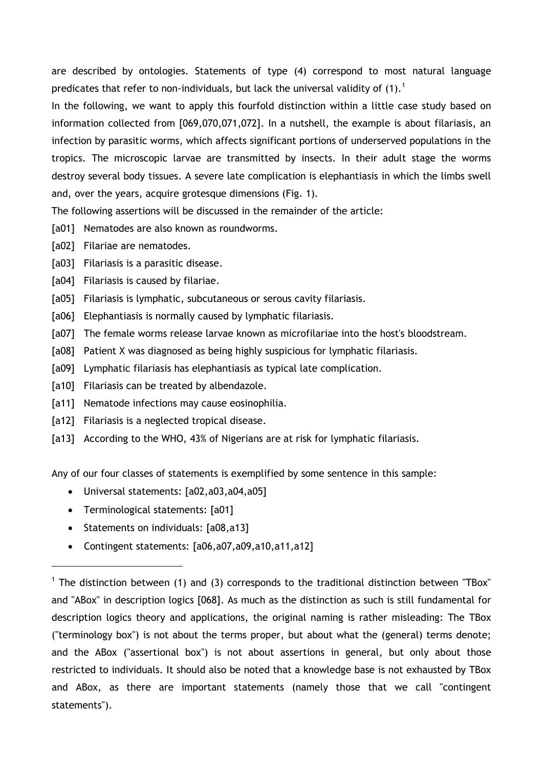are described by ontologies. Statements of type (4) correspond to most natural language predicates that refer to non-individuals, but lack the universal validity of (1).[1]

In the following, we want to apply this fourfold distinction within a little case study based on information collected from [069,070,071,072]. In a nutshell, the example is about filariasis, an infection by parasitic worms, which affects significant portions of underserved populations in the tropics. The microscopic larvae are transmitted by insects. In their adult stage the worms destroy several body tissues. A severe late complication is elephantiasis in which the limbs swell and, over the years, acquire grotesque dimensions (Fig. 1).

The following assertions will be discussed in the remainder of the article:

[a01] Nematodes are also known as roundworms.

[a02] Filariae are nematodes.

[a03] Filariasis is a parasitic disease.

[a04] Filariasis is caused by filariae.

[a05] Filariasis is lymphatic, subcutaneous or serous cavity filariasis.

[a06] Elephantiasis is normally caused by lymphatic filariasis.

[a07] The female worms release larvae known as microfilariae into the host's bloodstream.

[a08] Patient X was diagnosed as being highly suspicious for lymphatic filariasis.

[a09] Lymphatic filariasis has elephantiasis as typical late complication.

[a10] Filariasis can be treated by albendazole.

[a11] Nematode infections may cause eosinophilia.

[a12] Filariasis is a neglected tropical disease.

[a13] According to the WHO, 43% of Nigerians are at risk for lymphatic filariasis.

Any of our four classes of statements is exemplified by some sentence in this sample:

- Universal statements: [a02,a03,a04,a05]
- Terminological statements: [a01]
- Statements on individuals: [a08,a13]
- Contingent statements: [a06,a07,a09,a10,a11,a12]

[1] The distinction between (1) and (3) corresponds to the traditional distinction between "TBox" and "ABox" in description logics [068]. As much as the distinction as such is still fundamental for description logics theory and applications, the original naming is rather misleading: The TBox ("terminology box") is not about the terms proper, but about what the (general) terms denote; and the ABox ("assertional box") is not about assertions in general, but only about those restricted to individuals. It should also be noted that a knowledge base is not exhausted by TBox and ABox, as there are important statements (namely those that we call "contingent statements").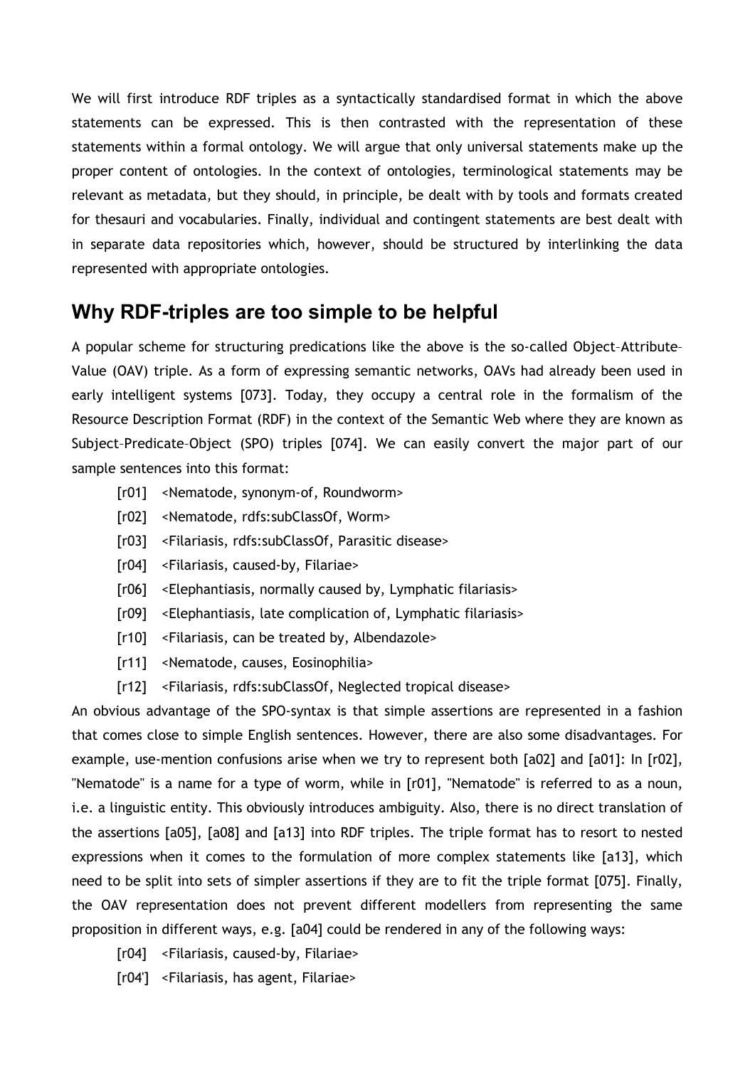We will first introduce RDF triples as a syntactically standardised format in which the above statements can be expressed. This is then contrasted with the representation of these statements within a formal ontology. We will argue that only universal statements make up the proper content of ontologies. In the context of ontologies, terminological statements may be relevant as metadata, but they should, in principle, be dealt with by tools and formats created for thesauri and vocabularies. Finally, individual and contingent statements are best dealt with in separate data repositories which, however, should be structured by interlinking the data represented with appropriate ontologies.

## Why RDF-triples are too simple to be helpful

A popular scheme for structuring predications like the above is the so-called Object–Attribute–Value (OAV) triple. As a form of expressing semantic networks, OAVs had already been used in early intelligent systems [073]. Today, they occupy a central role in the formalism of the Resource Description Format (RDF) in the context of the Semantic Web where they are known as Subject–Predicate–Object (SPO) triples [074]. We can easily convert the major part of our sample sentences into this format:

- [r01] <Nematode, synonym-of, Roundworm>
- [r02] <Nematode, rdfs:subClassOf, Worm>
- [r03] <Filariasis, rdfs:subClassOf, Parasitic disease>
- [r04] <Filariasis, caused-by, Filariae>
- [r06] <Elephantiasis, normally caused by, Lymphatic filariasis>
- [r09] <Elephantiasis, late complication of, Lymphatic filariasis>
- [r10] <Filariasis, can be treated by, Albendazole>
- [r11] <Nematode, causes, Eosinophilia>
- [r12] <Filariasis, rdfs:subClassOf, Neglected tropical disease>

An obvious advantage of the SPO-syntax is that simple assertions are represented in a fashion that comes close to simple English sentences. However, there are also some disadvantages. For example, use-mention confusions arise when we try to represent both [a02] and [a01]: In [r02], "Nematode" is a name for a type of worm, while in [r01], "Nematode" is referred to as a noun, i.e. a linguistic entity. This obviously introduces ambiguity. Also, there is no direct translation of the assertions [a05], [a08] and [a13] into RDF triples. The triple format has to resort to nested expressions when it comes to the formulation of more complex statements like [a13], which need to be split into sets of simpler assertions if they are to fit the triple format [075]. Finally, the OAV representation does not prevent different modellers from representing the same proposition in different ways, e.g. [a04] could be rendered in any of the following ways:

- [r04] <Filariasis, caused-by, Filariae>
- [r04'] <Filariasis, has agent, Filariae>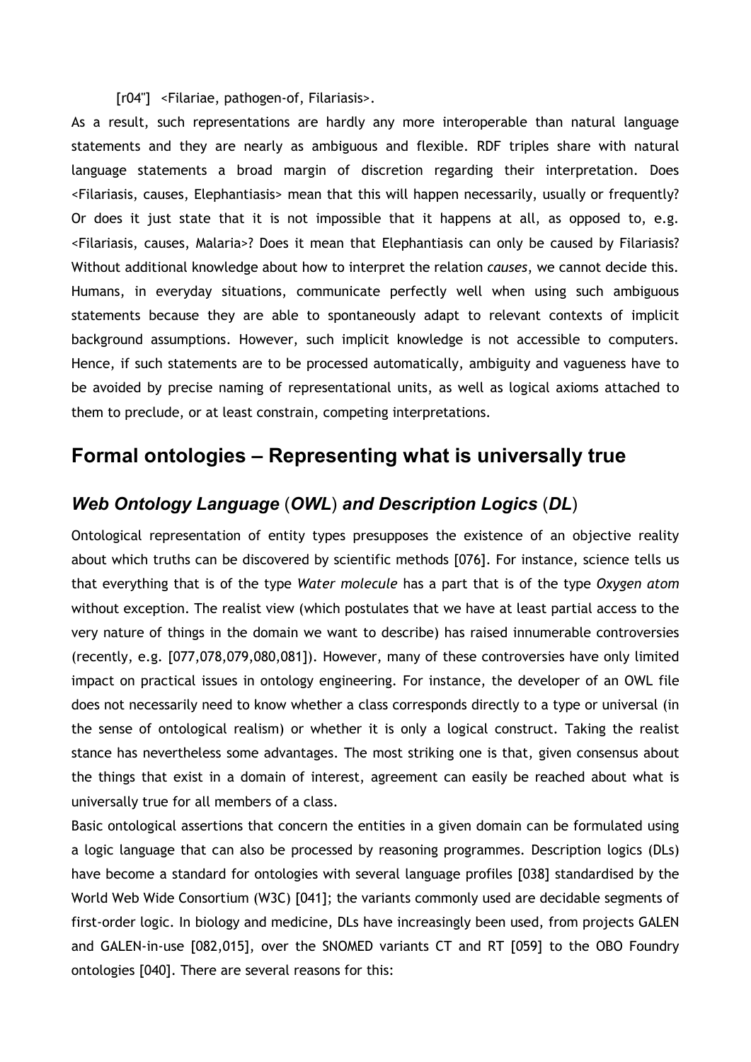[r04"]  <Filariae, pathogen-of, Filariasis>.

As a result, such representations are hardly any more interoperable than natural language statements and they are nearly as ambiguous and flexible. RDF triples share with natural language statements a broad margin of discretion regarding their interpretation. Does <Filariasis, causes, Elephantiasis> mean that this will happen necessarily, usually or frequently? Or does it just state that it is not impossible that it happens at all, as opposed to, e.g. <Filariasis, causes, Malaria>? Does it mean that Elephantiasis can only be caused by Filariasis? Without additional knowledge about how to interpret the relation *causes*, we cannot decide this. Humans, in everyday situations, communicate perfectly well when using such ambiguous statements because they are able to spontaneously adapt to relevant contexts of implicit background assumptions. However, such implicit knowledge is not accessible to computers. Hence, if such statements are to be processed automatically, ambiguity and vagueness have to be avoided by precise naming of representational units, as well as logical axioms attached to them to preclude, or at least constrain, competing interpretations.

## Formal ontologies – Representing what is universally true

### *Web Ontology Language* (*OWL*) *and Description Logics* (*DL*)

Ontological representation of entity types presupposes the existence of an objective reality about which truths can be discovered by scientific methods [076]. For instance, science tells us that everything that is of the type *Water molecule* has a part that is of the type *Oxygen atom* without exception. The realist view (which postulates that we have at least partial access to the very nature of things in the domain we want to describe) has raised innumerable controversies (recently, e.g. [077,078,079,080,081]). However, many of these controversies have only limited impact on practical issues in ontology engineering. For instance, the developer of an OWL file does not necessarily need to know whether a class corresponds directly to a type or universal (in the sense of ontological realism) or whether it is only a logical construct. Taking the realist stance has nevertheless some advantages. The most striking one is that, given consensus about the things that exist in a domain of interest, agreement can easily be reached about what is universally true for all members of a class.

Basic ontological assertions that concern the entities in a given domain can be formulated using a logic language that can also be processed by reasoning programmes. Description logics (DLs) have become a standard for ontologies with several language profiles [038] standardised by the World Web Wide Consortium (W3C) [041]; the variants commonly used are decidable segments of first-order logic. In biology and medicine, DLs have increasingly been used, from projects GALEN and GALEN-in-use [082,015], over the SNOMED variants CT and RT [059] to the OBO Foundry ontologies [040]. There are several reasons for this: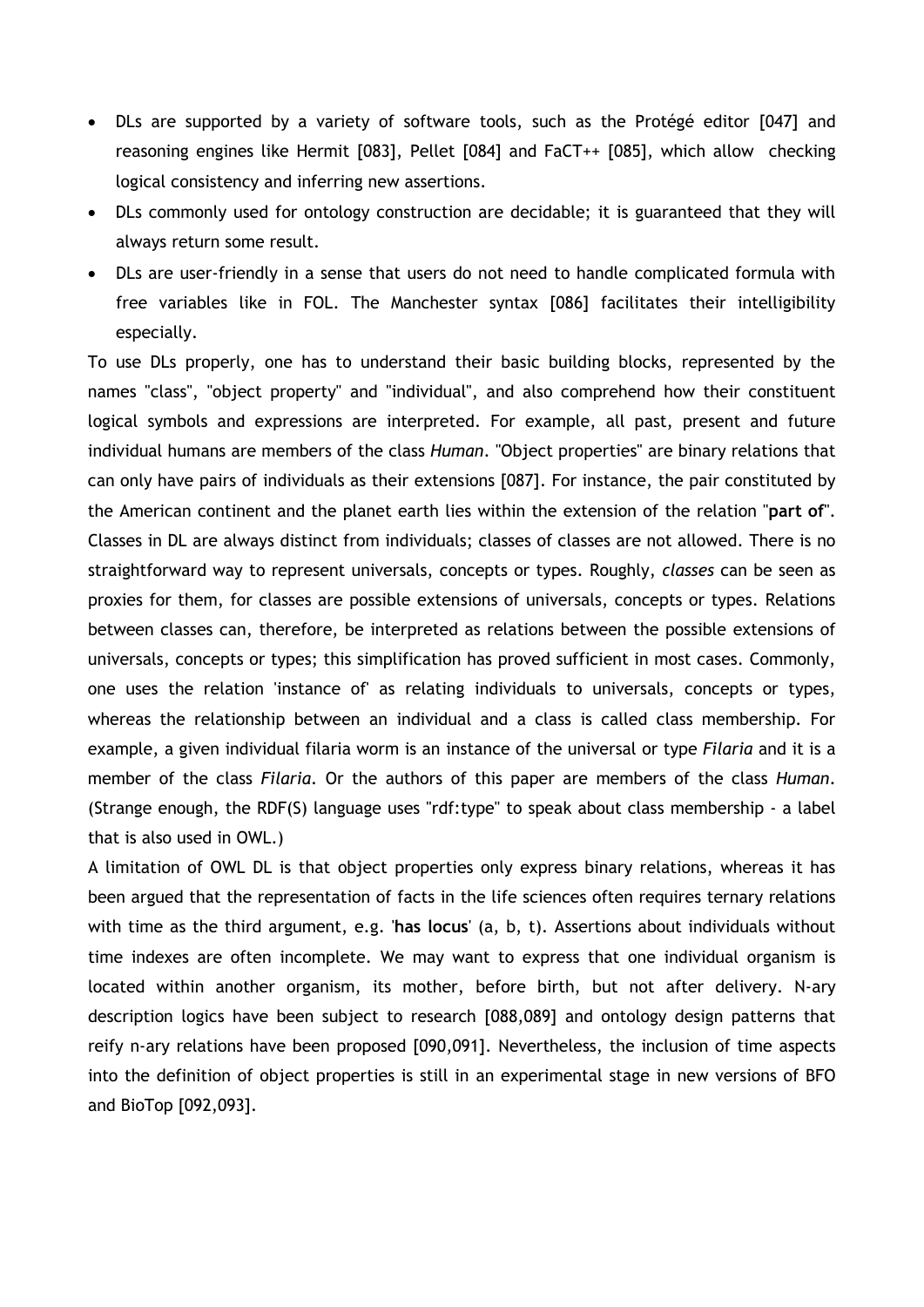- DLs are supported by a variety of software tools, such as the Protégé editor [047] and reasoning engines like Hermit [083], Pellet [084] and FaCT++ [085], which allow checking logical consistency and inferring new assertions.
- DLs commonly used for ontology construction are decidable; it is guaranteed that they will always return some result.
- DLs are user-friendly in a sense that users do not need to handle complicated formula with free variables like in FOL. The Manchester syntax [086] facilitates their intelligibility especially.

To use DLs properly, one has to understand their basic building blocks, represented by the names "class", "object property" and "individual", and also comprehend how their constituent logical symbols and expressions are interpreted. For example, all past, present and future individual humans are members of the class *Human*. "Object properties" are binary relations that can only have pairs of individuals as their extensions [087]. For instance, the pair constituted by the American continent and the planet earth lies within the extension of the relation "**part of**". Classes in DL are always distinct from individuals; classes of classes are not allowed. There is no straightforward way to represent universals, concepts or types. Roughly, *classes* can be seen as proxies for them, for classes are possible extensions of universals, concepts or types. Relations between classes can, therefore, be interpreted as relations between the possible extensions of universals, concepts or types; this simplification has proved sufficient in most cases. Commonly, one uses the relation 'instance of' as relating individuals to universals, concepts or types, whereas the relationship between an individual and a class is called class membership. For example, a given individual filaria worm is an instance of the universal or type *Filaria* and it is a member of the class *Filaria*. Or the authors of this paper are members of the class *Human*. (Strange enough, the RDF(S) language uses "rdf:type" to speak about class membership - a label that is also used in OWL.)

A limitation of OWL DL is that object properties only express binary relations, whereas it has been argued that the representation of facts in the life sciences often requires ternary relations with time as the third argument, e.g. '**has locus**' (a, b, t). Assertions about individuals without time indexes are often incomplete. We may want to express that one individual organism is located within another organism, its mother, before birth, but not after delivery. N-ary description logics have been subject to research [088,089] and ontology design patterns that reify n-ary relations have been proposed [090,091]. Nevertheless, the inclusion of time aspects into the definition of object properties is still in an experimental stage in new versions of BFO and BioTop [092,093].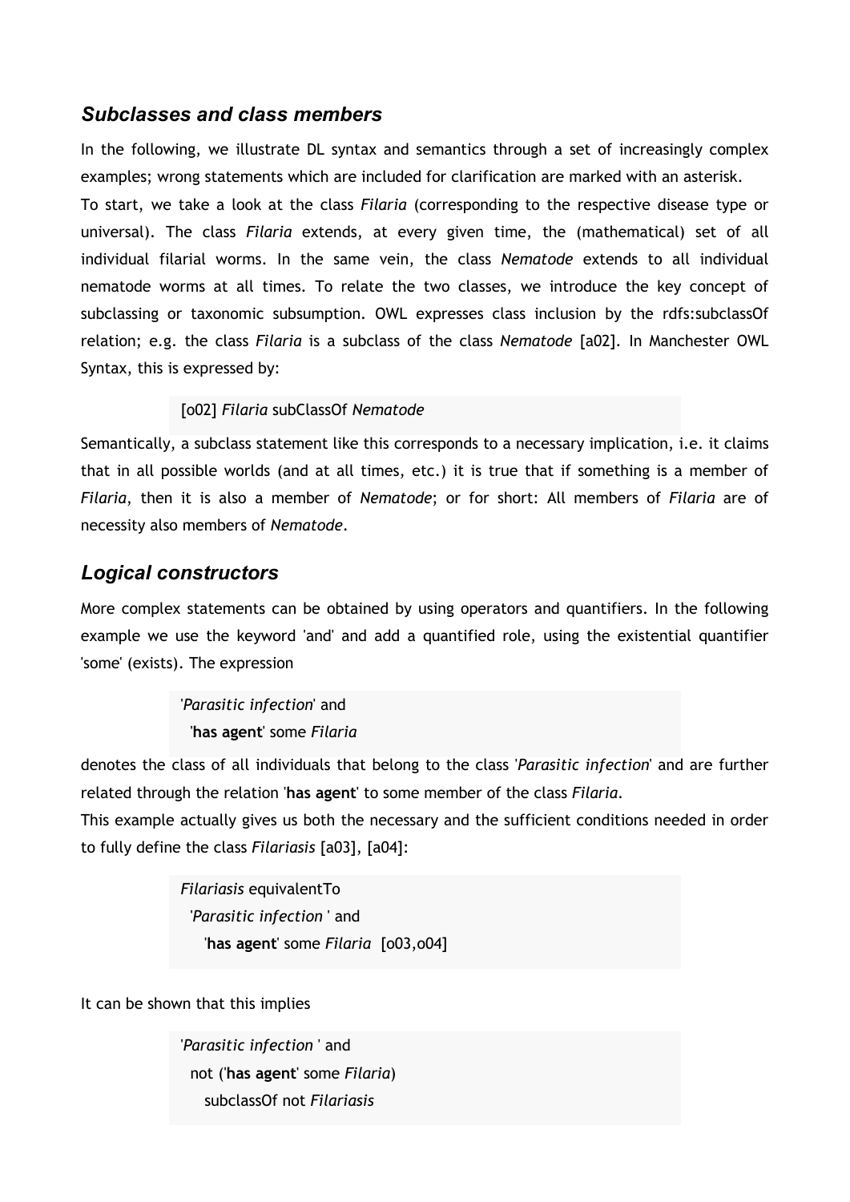### *Subclasses and class members*

In the following, we illustrate DL syntax and semantics through a set of increasingly complex examples; wrong statements which are included for clarification are marked with an asterisk.

To start, we take a look at the class *Filaria* (corresponding to the respective disease type or universal). The class *Filaria* extends, at every given time, the (mathematical) set of all individual filarial worms. In the same vein, the class *Nematode* extends to all individual nematode worms at all times. To relate the two classes, we introduce the key concept of subclassing or taxonomic subsumption. OWL expresses class inclusion by the rdfs:subclassOf relation; e.g. the class *Filaria* is a subclass of the class *Nematode* [a02]. In Manchester OWL Syntax, this is expressed by:

```
[o02] Filaria subClassOf Nematode
```

Semantically, a subclass statement like this corresponds to a necessary implication, i.e. it claims that in all possible worlds (and at all times, etc.) it is true that if something is a member of *Filaria*, then it is also a member of *Nematode*; or for short: All members of *Filaria* are of necessity also members of *Nematode*.

### *Logical constructors*

More complex statements can be obtained by using operators and quantifiers. In the following example we use the keyword 'and' and add a quantified role, using the existential quantifier 'some' (exists). The expression

```
'Parasitic infection' and
  'has agent' some Filaria
```

denotes the class of all individuals that belong to the class '*Parasitic infection*' and are further related through the relation '**has agent**' to some member of the class *Filaria*.

This example actually gives us both the necessary and the sufficient conditions needed in order to fully define the class *Filariasis* [a03], [a04]:

```
Filariasis equivalentTo
  'Parasitic infection ' and
    'has agent' some Filaria  [o03,o04]
```

It can be shown that this implies

```
'Parasitic infection ' and
  not ('has agent' some Filaria)
    subclassOf not Filariasis
```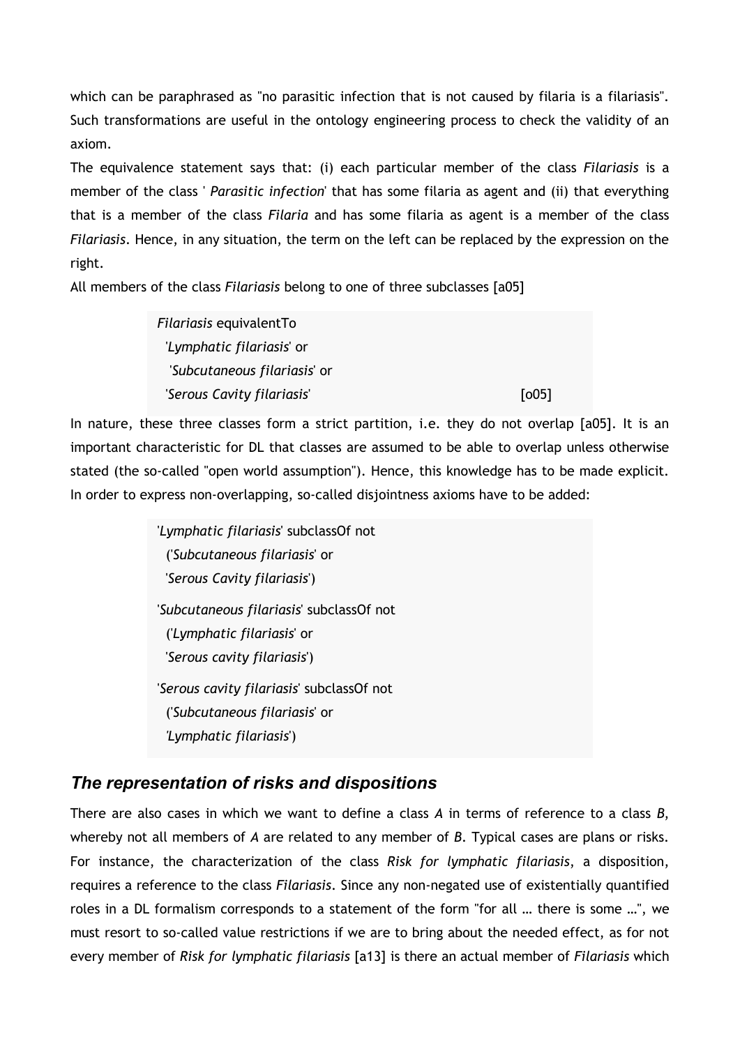which can be paraphrased as "no parasitic infection that is not caused by filaria is a filariasis". Such transformations are useful in the ontology engineering process to check the validity of an axiom.

The equivalence statement says that: (i) each particular member of the class *Filariasis* is a member of the class ' *Parasitic infection*' that has some filaria as agent and (ii) that everything that is a member of the class *Filaria* and has some filaria as agent is a member of the class *Filariasis*. Hence, in any situation, the term on the left can be replaced by the expression on the right.

All members of the class *Filariasis* belong to one of three subclasses [a05]

```
Filariasis equivalentTo
  'Lymphatic filariasis' or
   'Subcutaneous filariasis' or
  'Serous Cavity filariasis'                                  [o05]
```

In nature, these three classes form a strict partition, i.e. they do not overlap [a05]. It is an important characteristic for DL that classes are assumed to be able to overlap unless otherwise stated (the so-called "open world assumption"). Hence, this knowledge has to be made explicit. In order to express non-overlapping, so-called disjointness axioms have to be added:

```
'Lymphatic filariasis' subclassOf not
  ('Subcutaneous filariasis' or
  'Serous Cavity filariasis')

'Subcutaneous filariasis' subclassOf not
  ('Lymphatic filariasis' or
  'Serous cavity filariasis')

'Serous cavity filariasis' subclassOf not
  ('Subcutaneous filariasis' or
  'Lymphatic filariasis')
```

## *The representation of risks and dispositions*

There are also cases in which we want to define a class *A* in terms of reference to a class *B*, whereby not all members of *A* are related to any member of *B*. Typical cases are plans or risks. For instance, the characterization of the class *Risk for lymphatic filariasis*, a disposition, requires a reference to the class *Filariasis*. Since any non-negated use of existentially quantified roles in a DL formalism corresponds to a statement of the form "for all … there is some …", we must resort to so-called value restrictions if we are to bring about the needed effect, as for not every member of *Risk for lymphatic filariasis* [a13] is there an actual member of *Filariasis* which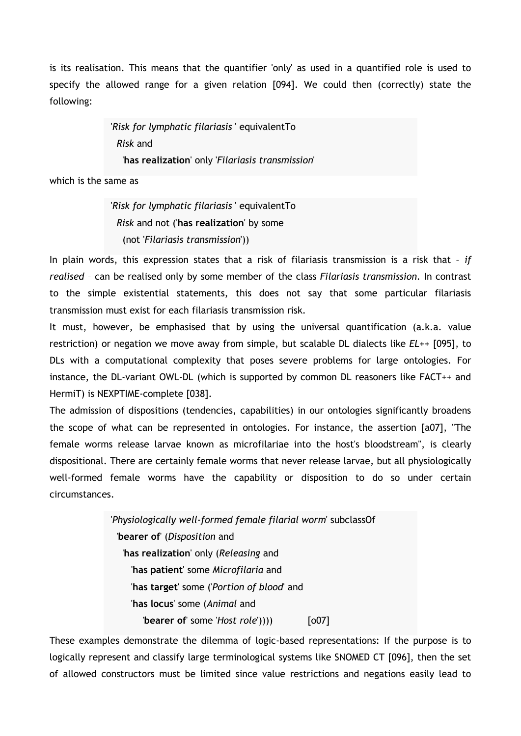is its realisation. This means that the quantifier 'only' as used in a quantified role is used to specify the allowed range for a given relation [094]. We could then (correctly) state the following:

> '*Risk for lymphatic filariasis* ' equivalentTo
> *Risk* and
> '**has realization**' only '*Filariasis transmission*'

which is the same as

> '*Risk for lymphatic filariasis* ' equivalentTo
> *Risk* and not ('**has realization**' by some
> (not '*Filariasis transmission*'))

In plain words, this expression states that a risk of filariasis transmission is a risk that – *if realised* – can be realised only by some member of the class *Filariasis transmission*. In contrast to the simple existential statements, this does not say that some particular filariasis transmission must exist for each filariasis transmission risk.

It must, however, be emphasised that by using the universal quantification (a.k.a. value restriction) or negation we move away from simple, but scalable DL dialects like *EL*++ [095], to DLs with a computational complexity that poses severe problems for large ontologies. For instance, the DL-variant OWL-DL (which is supported by common DL reasoners like FACT++ and HermiT) is NEXPTIME-complete [038].

The admission of dispositions (tendencies, capabilities) in our ontologies significantly broadens the scope of what can be represented in ontologies. For instance, the assertion [a07], "The female worms release larvae known as microfilariae into the host's bloodstream", is clearly dispositional. There are certainly female worms that never release larvae, but all physiologically well-formed female worms have the capability or disposition to do so under certain circumstances.

> '*Physiologically well-formed female filarial worm*' subclassOf
> '**bearer of**' (*Disposition* and
> '**has realization**' only (*Releasing* and
> '**has patient**' some *Microfilaria* and
> '**has target**' some ('*Portion of blood*' and
> '**has locus**' some (*Animal* and
> '**bearer of**' some '*Host role*')))) [o07]

These examples demonstrate the dilemma of logic-based representations: If the purpose is to logically represent and classify large terminological systems like SNOMED CT [096], then the set of allowed constructors must be limited since value restrictions and negations easily lead to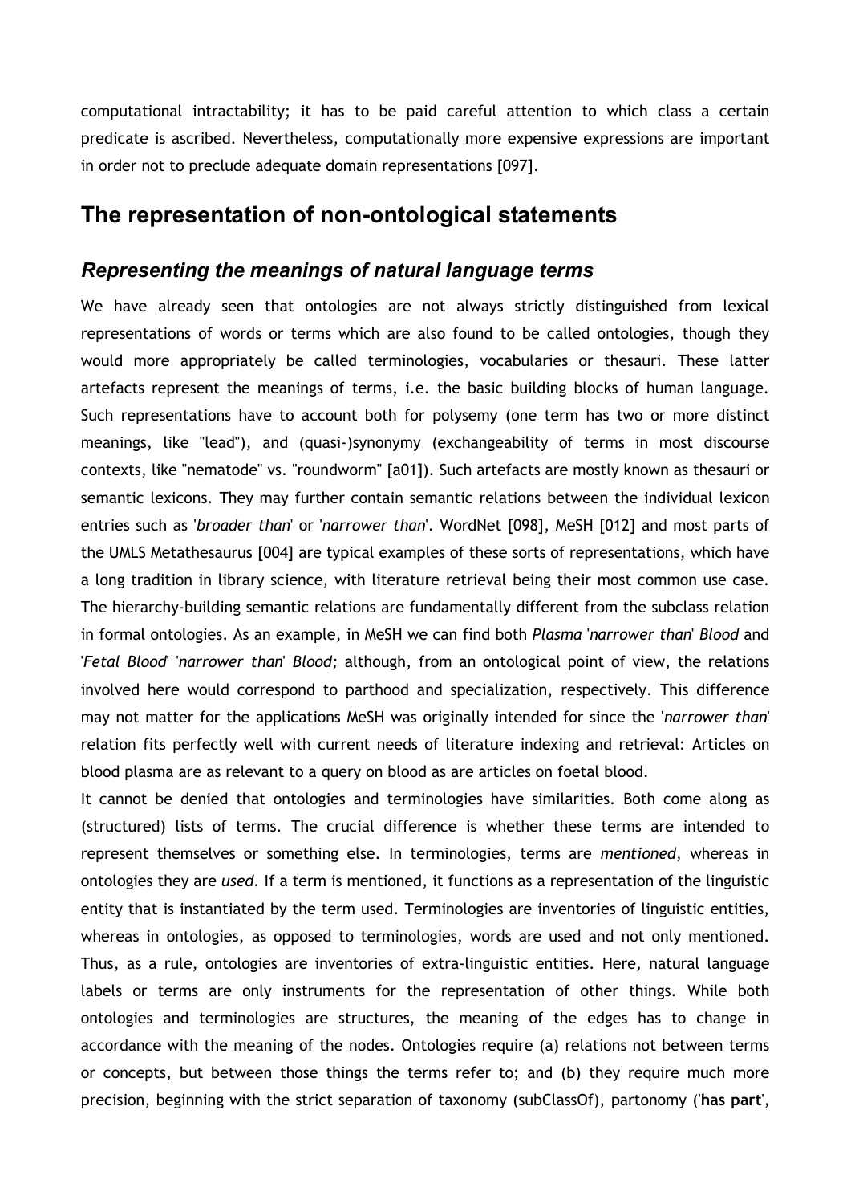computational intractability; it has to be paid careful attention to which class a certain predicate is ascribed. Nevertheless, computationally more expensive expressions are important in order not to preclude adequate domain representations [097].

## The representation of non-ontological statements

### *Representing the meanings of natural language terms*

We have already seen that ontologies are not always strictly distinguished from lexical representations of words or terms which are also found to be called ontologies, though they would more appropriately be called terminologies, vocabularies or thesauri. These latter artefacts represent the meanings of terms, i.e. the basic building blocks of human language. Such representations have to account both for polysemy (one term has two or more distinct meanings, like "lead"), and (quasi-)synonymy (exchangeability of terms in most discourse contexts, like "nematode" vs. "roundworm" [a01]). Such artefacts are mostly known as thesauri or semantic lexicons. They may further contain semantic relations between the individual lexicon entries such as '*broader than*' or '*narrower than*'. WordNet [098], MeSH [012] and most parts of the UMLS Metathesaurus [004] are typical examples of these sorts of representations, which have a long tradition in library science, with literature retrieval being their most common use case. The hierarchy-building semantic relations are fundamentally different from the subclass relation in formal ontologies. As an example, in MeSH we can find both *Plasma* '*narrower than*' *Blood* and '*Fetal Blood*' '*narrower than*' *Blood;* although, from an ontological point of view, the relations involved here would correspond to parthood and specialization, respectively. This difference may not matter for the applications MeSH was originally intended for since the '*narrower than*' relation fits perfectly well with current needs of literature indexing and retrieval: Articles on blood plasma are as relevant to a query on blood as are articles on foetal blood.

It cannot be denied that ontologies and terminologies have similarities. Both come along as (structured) lists of terms. The crucial difference is whether these terms are intended to represent themselves or something else. In terminologies, terms are *mentioned*, whereas in ontologies they are *used*. If a term is mentioned, it functions as a representation of the linguistic entity that is instantiated by the term used. Terminologies are inventories of linguistic entities, whereas in ontologies, as opposed to terminologies, words are used and not only mentioned. Thus, as a rule, ontologies are inventories of extra-linguistic entities. Here, natural language labels or terms are only instruments for the representation of other things. While both ontologies and terminologies are structures, the meaning of the edges has to change in accordance with the meaning of the nodes. Ontologies require (a) relations not between terms or concepts, but between those things the terms refer to; and (b) they require much more precision, beginning with the strict separation of taxonomy (subClassOf), partonomy ('**has part**',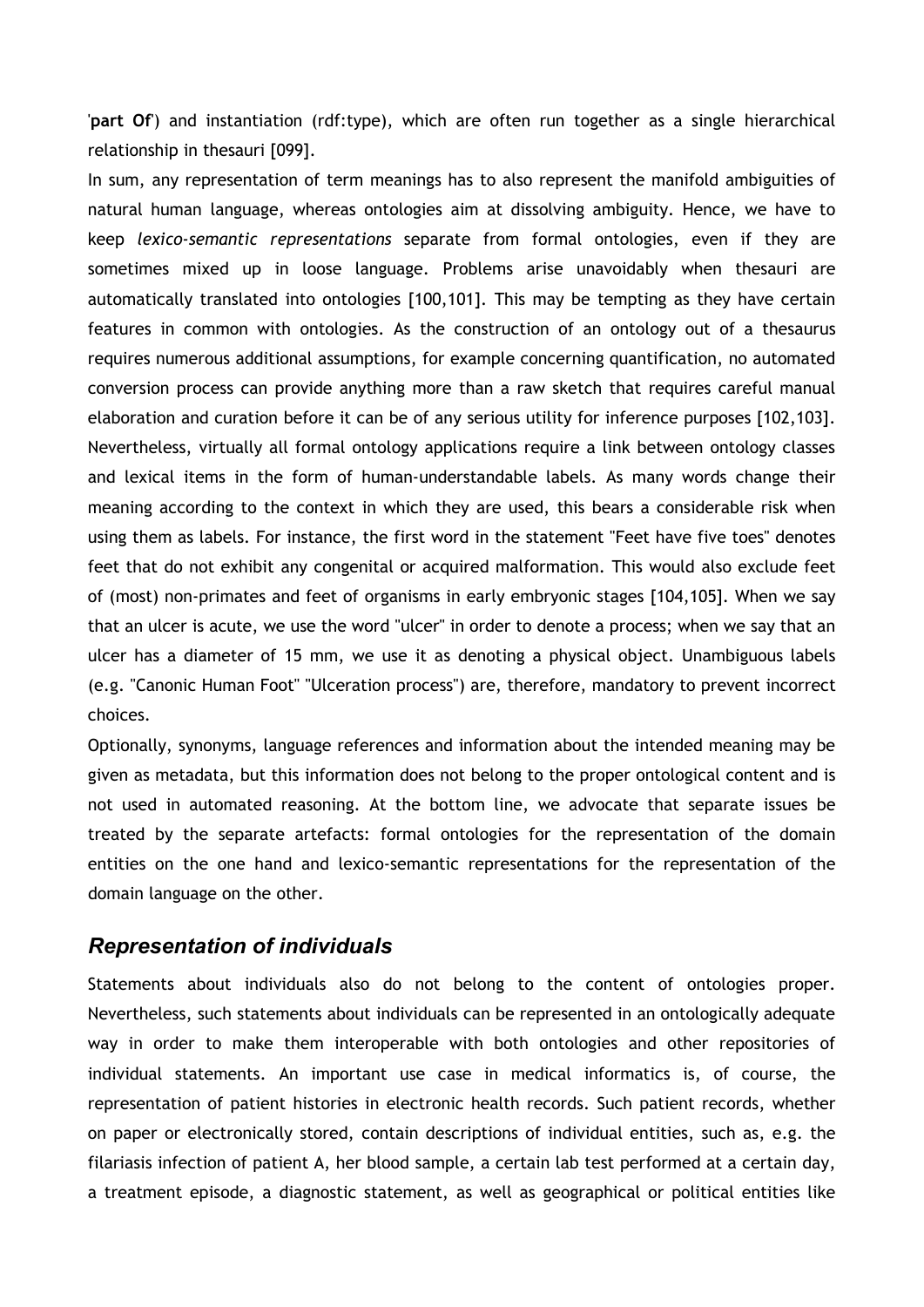'**part Of**') and instantiation (rdf:type), which are often run together as a single hierarchical relationship in thesauri [099].

In sum, any representation of term meanings has to also represent the manifold ambiguities of natural human language, whereas ontologies aim at dissolving ambiguity. Hence, we have to keep *lexico-semantic representations* separate from formal ontologies, even if they are sometimes mixed up in loose language. Problems arise unavoidably when thesauri are automatically translated into ontologies [100,101]. This may be tempting as they have certain features in common with ontologies. As the construction of an ontology out of a thesaurus requires numerous additional assumptions, for example concerning quantification, no automated conversion process can provide anything more than a raw sketch that requires careful manual elaboration and curation before it can be of any serious utility for inference purposes [102,103].

Nevertheless, virtually all formal ontology applications require a link between ontology classes and lexical items in the form of human-understandable labels. As many words change their meaning according to the context in which they are used, this bears a considerable risk when using them as labels. For instance, the first word in the statement "Feet have five toes" denotes feet that do not exhibit any congenital or acquired malformation. This would also exclude feet of (most) non-primates and feet of organisms in early embryonic stages [104,105]. When we say that an ulcer is acute, we use the word "ulcer" in order to denote a process; when we say that an ulcer has a diameter of 15 mm, we use it as denoting a physical object. Unambiguous labels (e.g. "Canonic Human Foot" "Ulceration process") are, therefore, mandatory to prevent incorrect choices.

Optionally, synonyms, language references and information about the intended meaning may be given as metadata, but this information does not belong to the proper ontological content and is not used in automated reasoning. At the bottom line, we advocate that separate issues be treated by the separate artefacts: formal ontologies for the representation of the domain entities on the one hand and lexico-semantic representations for the representation of the domain language on the other.

## *Representation of individuals*

Statements about individuals also do not belong to the content of ontologies proper. Nevertheless, such statements about individuals can be represented in an ontologically adequate way in order to make them interoperable with both ontologies and other repositories of individual statements. An important use case in medical informatics is, of course, the representation of patient histories in electronic health records. Such patient records, whether on paper or electronically stored, contain descriptions of individual entities, such as, e.g. the filariasis infection of patient A, her blood sample, a certain lab test performed at a certain day, a treatment episode, a diagnostic statement, as well as geographical or political entities like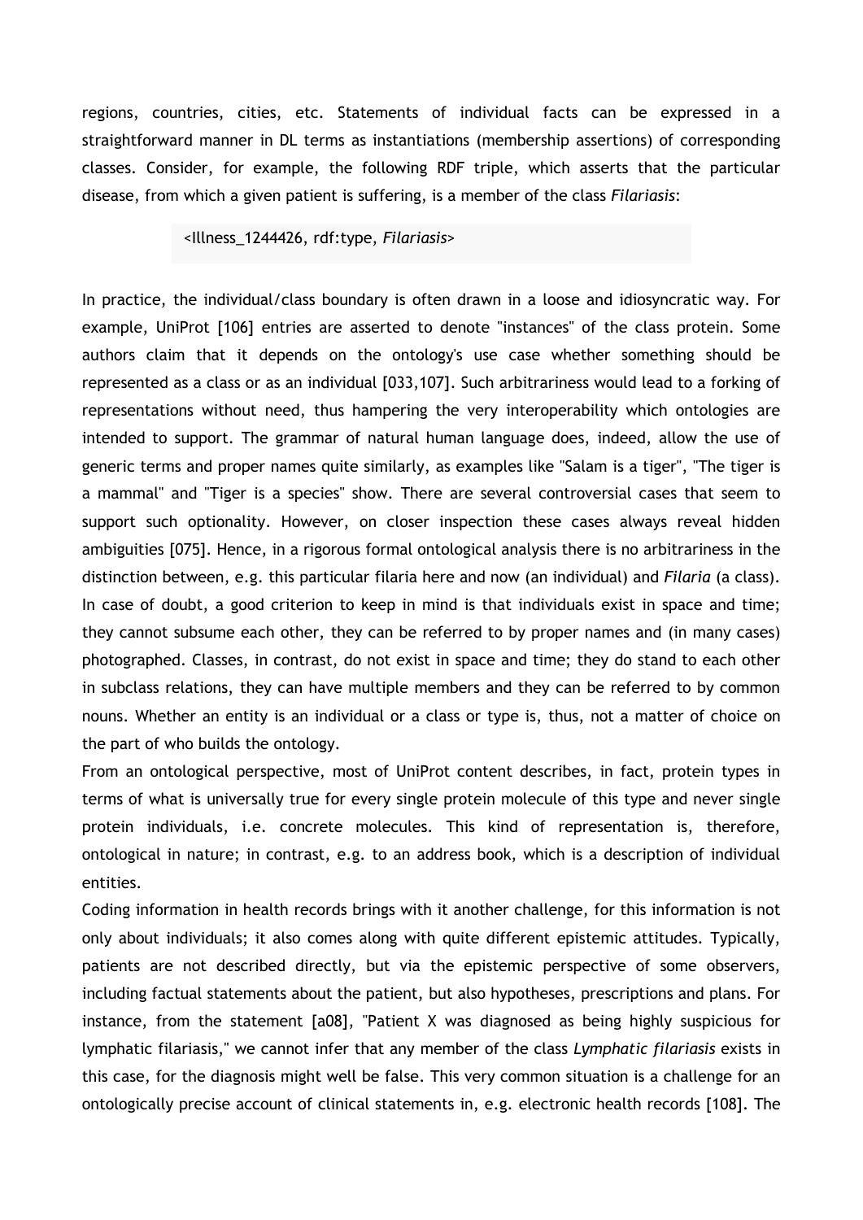regions, countries, cities, etc. Statements of individual facts can be expressed in a straightforward manner in DL terms as instantiations (membership assertions) of corresponding classes. Consider, for example, the following RDF triple, which asserts that the particular disease, from which a given patient is suffering, is a member of the class *Filariasis*:

```
<Illness_1244426, rdf:type, Filariasis>
```

In practice, the individual/class boundary is often drawn in a loose and idiosyncratic way. For example, UniProt [106] entries are asserted to denote "instances" of the class protein. Some authors claim that it depends on the ontology's use case whether something should be represented as a class or as an individual [033,107]. Such arbitrariness would lead to a forking of representations without need, thus hampering the very interoperability which ontologies are intended to support. The grammar of natural human language does, indeed, allow the use of generic terms and proper names quite similarly, as examples like "Salam is a tiger", "The tiger is a mammal" and "Tiger is a species" show. There are several controversial cases that seem to support such optionality. However, on closer inspection these cases always reveal hidden ambiguities [075]. Hence, in a rigorous formal ontological analysis there is no arbitrariness in the distinction between, e.g. this particular filaria here and now (an individual) and *Filaria* (a class). In case of doubt, a good criterion to keep in mind is that individuals exist in space and time; they cannot subsume each other, they can be referred to by proper names and (in many cases) photographed. Classes, in contrast, do not exist in space and time; they do stand to each other in subclass relations, they can have multiple members and they can be referred to by common nouns. Whether an entity is an individual or a class or type is, thus, not a matter of choice on the part of who builds the ontology.

From an ontological perspective, most of UniProt content describes, in fact, protein types in terms of what is universally true for every single protein molecule of this type and never single protein individuals, i.e. concrete molecules. This kind of representation is, therefore, ontological in nature; in contrast, e.g. to an address book, which is a description of individual entities.

Coding information in health records brings with it another challenge, for this information is not only about individuals; it also comes along with quite different epistemic attitudes. Typically, patients are not described directly, but via the epistemic perspective of some observers, including factual statements about the patient, but also hypotheses, prescriptions and plans. For instance, from the statement [a08], "Patient X was diagnosed as being highly suspicious for lymphatic filariasis," we cannot infer that any member of the class *Lymphatic filariasis* exists in this case, for the diagnosis might well be false. This very common situation is a challenge for an ontologically precise account of clinical statements in, e.g. electronic health records [108]. The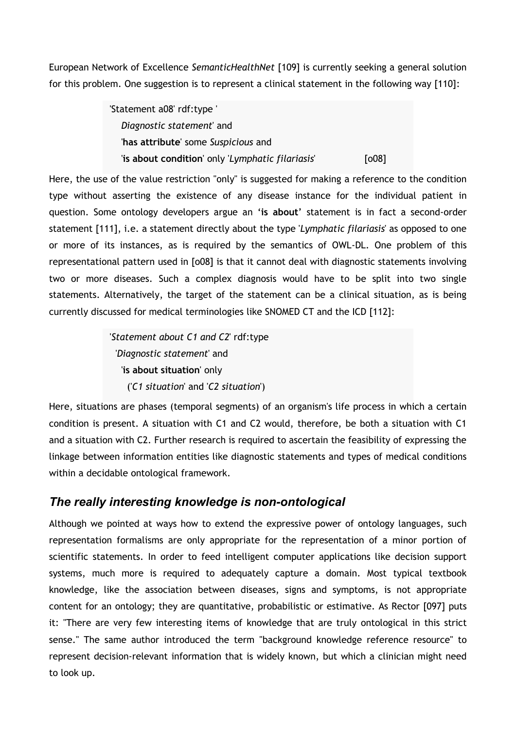European Network of Excellence *SemanticHealthNet* [109] is currently seeking a general solution for this problem. One suggestion is to represent a clinical statement in the following way [110]:

> 'Statement a08' rdf:type '
> *Diagnostic statement*' and
> '**has attribute**' some *Suspicious* and
> '**is about condition**' only '*Lymphatic filariasis*' [o08]

Here, the use of the value restriction "only" is suggested for making a reference to the condition type without asserting the existence of any disease instance for the individual patient in question. Some ontology developers argue an '**is about**' statement is in fact a second-order statement [111], i.e. a statement directly about the type '*Lymphatic filariasis*' as opposed to one or more of its instances, as is required by the semantics of OWL-DL. One problem of this representational pattern used in [o08] is that it cannot deal with diagnostic statements involving two or more diseases. Such a complex diagnosis would have to be split into two single statements. Alternatively, the target of the statement can be a clinical situation, as is being currently discussed for medical terminologies like SNOMED CT and the ICD [112]:

> '*Statement about C1 and C2*' rdf:type
> '*Diagnostic statement*' and
> '**is about situation**' only
> ('*C1 situation*' and '*C2 situation*')

Here, situations are phases (temporal segments) of an organism's life process in which a certain condition is present. A situation with C1 and C2 would, therefore, be both a situation with C1 and a situation with C2. Further research is required to ascertain the feasibility of expressing the linkage between information entities like diagnostic statements and types of medical conditions within a decidable ontological framework.

## *The really interesting knowledge is non-ontological*

Although we pointed at ways how to extend the expressive power of ontology languages, such representation formalisms are only appropriate for the representation of a minor portion of scientific statements. In order to feed intelligent computer applications like decision support systems, much more is required to adequately capture a domain. Most typical textbook knowledge, like the association between diseases, signs and symptoms, is not appropriate content for an ontology; they are quantitative, probabilistic or estimative. As Rector [097] puts it: "There are very few interesting items of knowledge that are truly ontological in this strict sense." The same author introduced the term "background knowledge reference resource" to represent decision-relevant information that is widely known, but which a clinician might need to look up.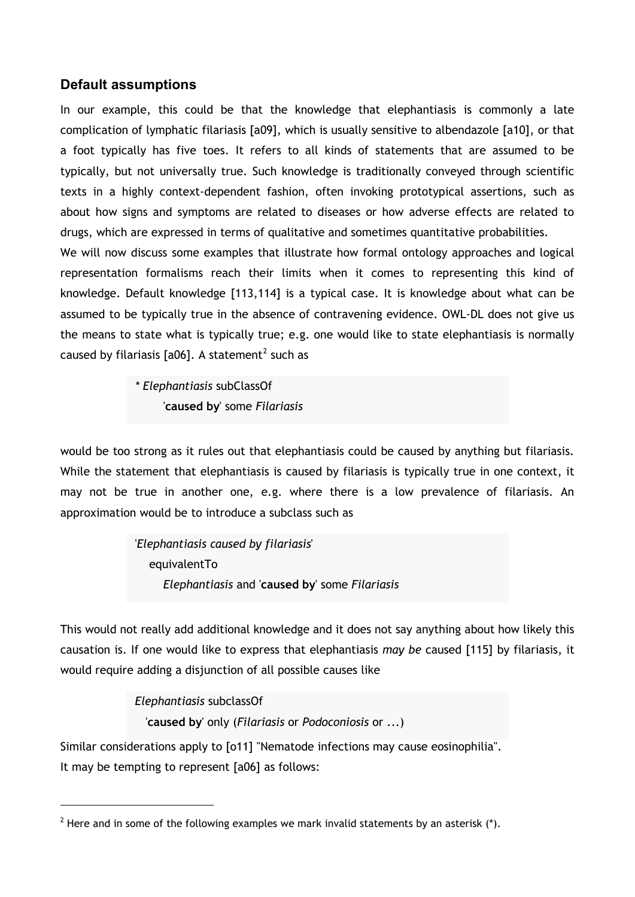### Default assumptions

In our example, this could be that the knowledge that elephantiasis is commonly a late complication of lymphatic filariasis [a09], which is usually sensitive to albendazole [a10], or that a foot typically has five toes. It refers to all kinds of statements that are assumed to be typically, but not universally true. Such knowledge is traditionally conveyed through scientific texts in a highly context-dependent fashion, often invoking prototypical assertions, such as about how signs and symptoms are related to diseases or how adverse effects are related to drugs, which are expressed in terms of qualitative and sometimes quantitative probabilities.

We will now discuss some examples that illustrate how formal ontology approaches and logical representation formalisms reach their limits when it comes to representing this kind of knowledge. Default knowledge [113,114] is a typical case. It is knowledge about what can be assumed to be typically true in the absence of contravening evidence. OWL-DL does not give us the means to state what is typically true; e.g. one would like to state elephantiasis is normally caused by filariasis [a06]. A statement[2] such as

> \* *Elephantiasis* subClassOf
> '**caused by**' some *Filariasis*

would be too strong as it rules out that elephantiasis could be caused by anything but filariasis. While the statement that elephantiasis is caused by filariasis is typically true in one context, it may not be true in another one, e.g. where there is a low prevalence of filariasis. An approximation would be to introduce a subclass such as

> '*Elephantiasis caused by filariasis*'
> equivalentTo
> *Elephantiasis* and '**caused by**' some *Filariasis*

This would not really add additional knowledge and it does not say anything about how likely this causation is. If one would like to express that elephantiasis *may be* caused [115] by filariasis, it would require adding a disjunction of all possible causes like

> *Elephantiasis* subclassOf
> '**caused by**' only (*Filariasis* or *Podoconiosis* or ...)

Similar considerations apply to [o11] "Nematode infections may cause eosinophilia".
It may be tempting to represent [a06] as follows:

---

[2] Here and in some of the following examples we mark invalid statements by an asterisk (*).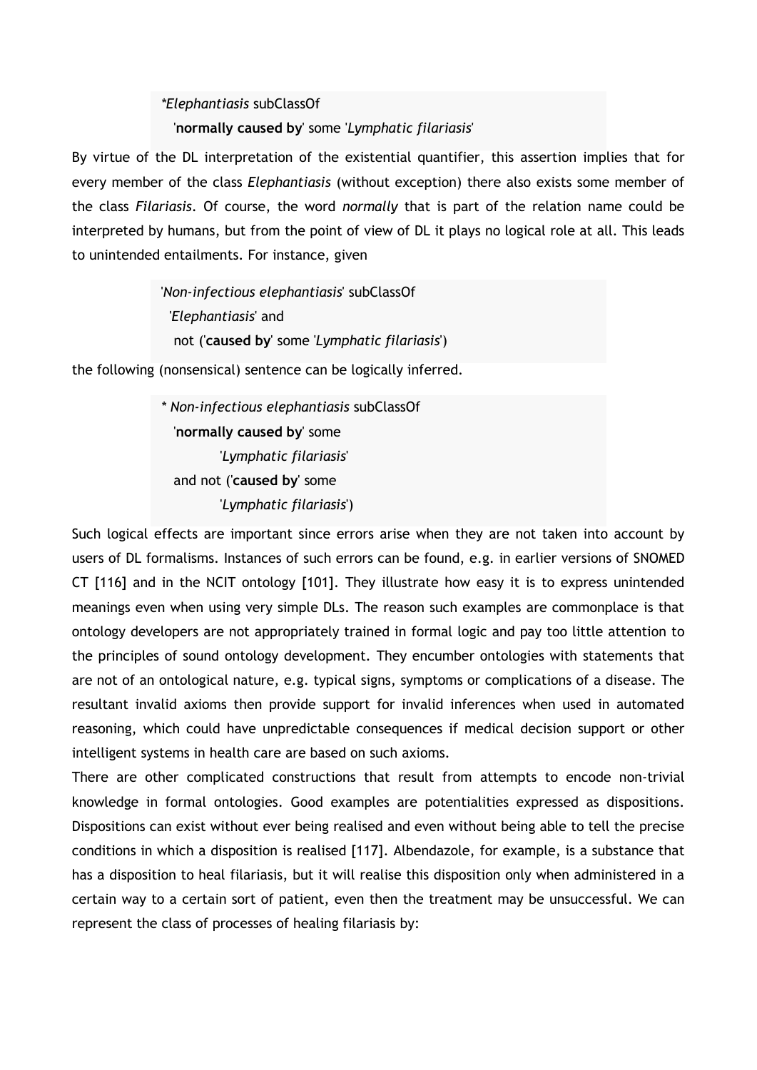*\*Elephantiasis* subClassOf
  '**normally caused by**' some '*Lymphatic filariasis*'

By virtue of the DL interpretation of the existential quantifier, this assertion implies that for every member of the class *Elephantiasis* (without exception) there also exists some member of the class *Filariasis*. Of course, the word *normally* that is part of the relation name could be interpreted by humans, but from the point of view of DL it plays no logical role at all. This leads to unintended entailments. For instance, given

'*Non-infectious elephantiasis*' subClassOf
  '*Elephantiasis*' and
  not ('**caused by**' some '*Lymphatic filariasis*')

the following (nonsensical) sentence can be logically inferred.

\* *Non-infectious elephantiasis* subClassOf
  '**normally caused by**' some
    '*Lymphatic filariasis*'
  and not ('**caused by**' some
    '*Lymphatic filariasis*')

Such logical effects are important since errors arise when they are not taken into account by users of DL formalisms. Instances of such errors can be found, e.g. in earlier versions of SNOMED CT [116] and in the NCIT ontology [101]. They illustrate how easy it is to express unintended meanings even when using very simple DLs. The reason such examples are commonplace is that ontology developers are not appropriately trained in formal logic and pay too little attention to the principles of sound ontology development. They encumber ontologies with statements that are not of an ontological nature, e.g. typical signs, symptoms or complications of a disease. The resultant invalid axioms then provide support for invalid inferences when used in automated reasoning, which could have unpredictable consequences if medical decision support or other intelligent systems in health care are based on such axioms.

There are other complicated constructions that result from attempts to encode non-trivial knowledge in formal ontologies. Good examples are potentialities expressed as dispositions. Dispositions can exist without ever being realised and even without being able to tell the precise conditions in which a disposition is realised [117]. Albendazole, for example, is a substance that has a disposition to heal filariasis, but it will realise this disposition only when administered in a certain way to a certain sort of patient, even then the treatment may be unsuccessful. We can represent the class of processes of healing filariasis by: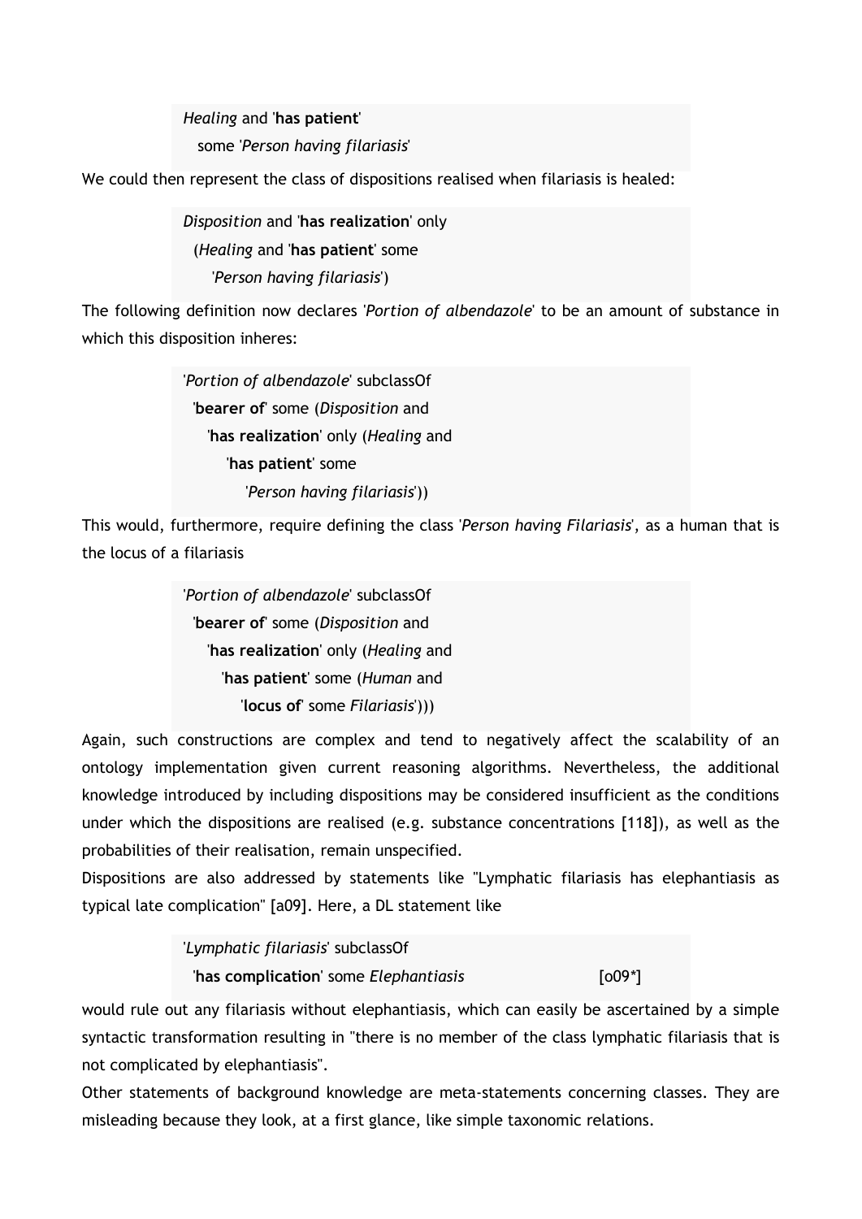*Healing* and '**has patient**'
  some '*Person having filariasis*'

We could then represent the class of dispositions realised when filariasis is healed:

*Disposition* and '**has realization**' only
  (*Healing* and '**has patient**' some
    '*Person having filariasis*')

The following definition now declares '*Portion of albendazole*' to be an amount of substance in which this disposition inheres:

'*Portion of albendazole*' subclassOf
  '**bearer of**' some (*Disposition* and
    '**has realization**' only (*Healing* and
      '**has patient**' some
        '*Person having filariasis*'))

This would, furthermore, require defining the class '*Person having Filariasis*', as a human that is the locus of a filariasis

'*Portion of albendazole*' subclassOf
  '**bearer of**' some (*Disposition* and
    '**has realization**' only (*Healing* and
      '**has patient**' some (*Human* and
        '**locus of**' some *Filariasis*')))

Again, such constructions are complex and tend to negatively affect the scalability of an ontology implementation given current reasoning algorithms. Nevertheless, the additional knowledge introduced by including dispositions may be considered insufficient as the conditions under which the dispositions are realised (e.g. substance concentrations [118]), as well as the probabilities of their realisation, remain unspecified.

Dispositions are also addressed by statements like "Lymphatic filariasis has elephantiasis as typical late complication" [a09]. Here, a DL statement like

'*Lymphatic filariasis*' subclassOf
  '**has complication**' some *Elephantiasis*   [o09*]

would rule out any filariasis without elephantiasis, which can easily be ascertained by a simple syntactic transformation resulting in "there is no member of the class lymphatic filariasis that is not complicated by elephantiasis".

Other statements of background knowledge are meta-statements concerning classes. They are misleading because they look, at a first glance, like simple taxonomic relations.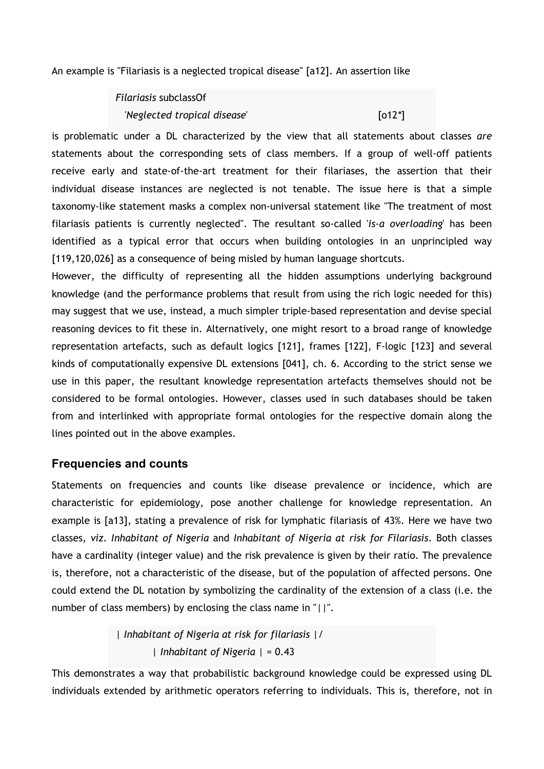An example is "Filariasis is a neglected tropical disease" [a12]. An assertion like

> *Filariasis* subclassOf
> '*Neglected tropical disease*' [o12*]

is problematic under a DL characterized by the view that all statements about classes *are* statements about the corresponding sets of class members. If a group of well-off patients receive early and state-of-the-art treatment for their filariases, the assertion that their individual disease instances are neglected is not tenable. The issue here is that a simple taxonomy-like statement masks a complex non-universal statement like "The treatment of most filariasis patients is currently neglected". The resultant so-called '*is-a overloading*' has been identified as a typical error that occurs when building ontologies in an unprincipled way [119,120,026] as a consequence of being misled by human language shortcuts.

However, the difficulty of representing all the hidden assumptions underlying background knowledge (and the performance problems that result from using the rich logic needed for this) may suggest that we use, instead, a much simpler triple-based representation and devise special reasoning devices to fit these in. Alternatively, one might resort to a broad range of knowledge representation artefacts, such as default logics [121], frames [122], F-logic [123] and several kinds of computationally expensive DL extensions [041], ch. 6. According to the strict sense we use in this paper, the resultant knowledge representation artefacts themselves should not be considered to be formal ontologies. However, classes used in such databases should be taken from and interlinked with appropriate formal ontologies for the respective domain along the lines pointed out in the above examples.

## Frequencies and counts

Statements on frequencies and counts like disease prevalence or incidence, which are characteristic for epidemiology, pose another challenge for knowledge representation. An example is [a13], stating a prevalence of risk for lymphatic filariasis of 43%. Here we have two classes, *viz*. *Inhabitant of Nigeria* and *Inhabitant of Nigeria at risk for Filariasis*. Both classes have a cardinality (integer value) and the risk prevalence is given by their ratio. The prevalence is, therefore, not a characteristic of the disease, but of the population of affected persons. One could extend the DL notation by symbolizing the cardinality of the extension of a class (i.e. the number of class members) by enclosing the class name in "||".

> | *Inhabitant of Nigeria at risk for filariasis* | /
> | *Inhabitant of Nigeria* | = 0.43

This demonstrates a way that probabilistic background knowledge could be expressed using DL individuals extended by arithmetic operators referring to individuals. This is, therefore, not in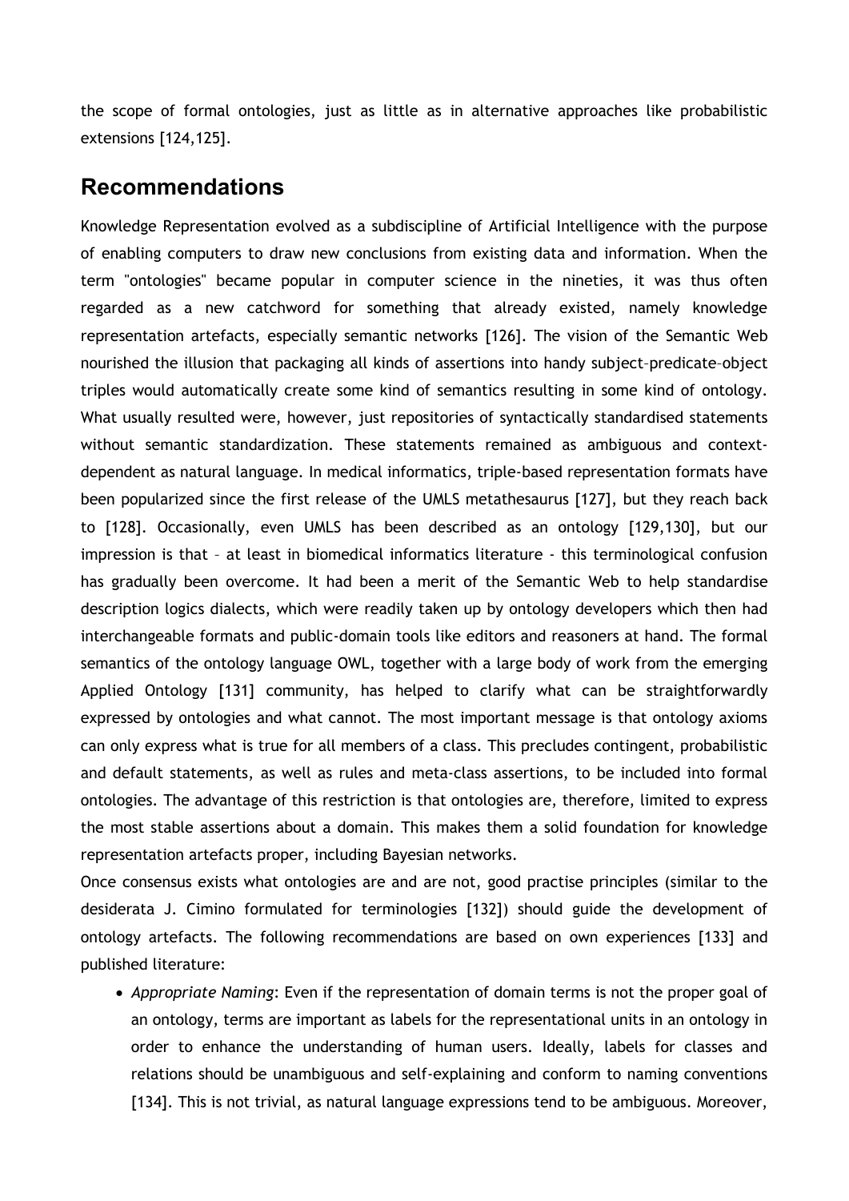the scope of formal ontologies, just as little as in alternative approaches like probabilistic extensions [124,125].

## Recommendations

Knowledge Representation evolved as a subdiscipline of Artificial Intelligence with the purpose of enabling computers to draw new conclusions from existing data and information. When the term "ontologies" became popular in computer science in the nineties, it was thus often regarded as a new catchword for something that already existed, namely knowledge representation artefacts, especially semantic networks [126]. The vision of the Semantic Web nourished the illusion that packaging all kinds of assertions into handy subject–predicate–object triples would automatically create some kind of semantics resulting in some kind of ontology. What usually resulted were, however, just repositories of syntactically standardised statements without semantic standardization. These statements remained as ambiguous and context-dependent as natural language. In medical informatics, triple-based representation formats have been popularized since the first release of the UMLS metathesaurus [127], but they reach back to [128]. Occasionally, even UMLS has been described as an ontology [129,130], but our impression is that – at least in biomedical informatics literature - this terminological confusion has gradually been overcome. It had been a merit of the Semantic Web to help standardise description logics dialects, which were readily taken up by ontology developers which then had interchangeable formats and public-domain tools like editors and reasoners at hand. The formal semantics of the ontology language OWL, together with a large body of work from the emerging Applied Ontology [131] community, has helped to clarify what can be straightforwardly expressed by ontologies and what cannot. The most important message is that ontology axioms can only express what is true for all members of a class. This precludes contingent, probabilistic and default statements, as well as rules and meta-class assertions, to be included into formal ontologies. The advantage of this restriction is that ontologies are, therefore, limited to express the most stable assertions about a domain. This makes them a solid foundation for knowledge representation artefacts proper, including Bayesian networks.

Once consensus exists what ontologies are and are not, good practise principles (similar to the desiderata J. Cimino formulated for terminologies [132]) should guide the development of ontology artefacts. The following recommendations are based on own experiences [133] and published literature:

- *Appropriate Naming*: Even if the representation of domain terms is not the proper goal of an ontology, terms are important as labels for the representational units in an ontology in order to enhance the understanding of human users. Ideally, labels for classes and relations should be unambiguous and self-explaining and conform to naming conventions [134]. This is not trivial, as natural language expressions tend to be ambiguous. Moreover,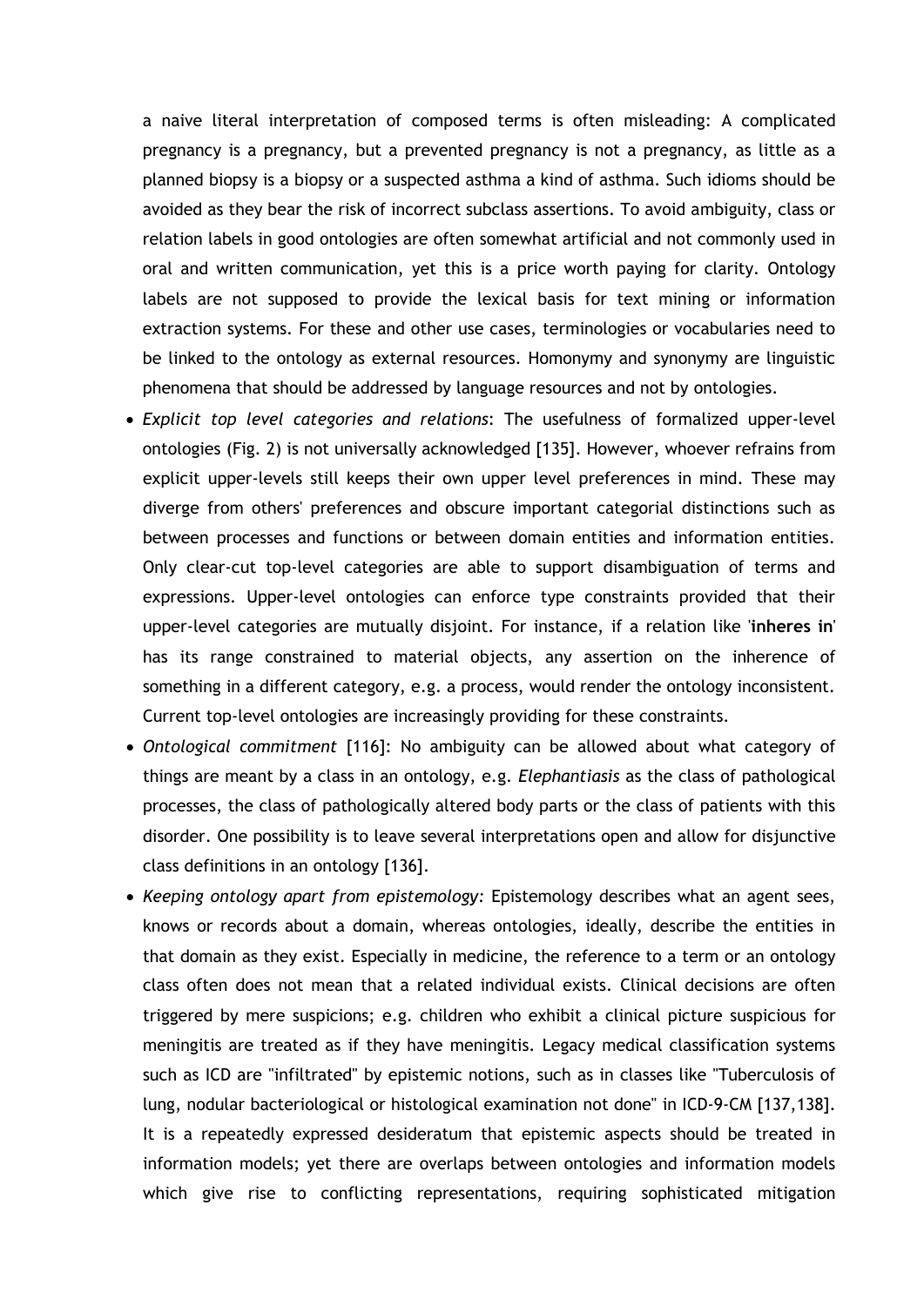a naive literal interpretation of composed terms is often misleading: A complicated pregnancy is a pregnancy, but a prevented pregnancy is not a pregnancy, as little as a planned biopsy is a biopsy or a suspected asthma a kind of asthma. Such idioms should be avoided as they bear the risk of incorrect subclass assertions. To avoid ambiguity, class or relation labels in good ontologies are often somewhat artificial and not commonly used in oral and written communication, yet this is a price worth paying for clarity. Ontology labels are not supposed to provide the lexical basis for text mining or information extraction systems. For these and other use cases, terminologies or vocabularies need to be linked to the ontology as external resources. Homonymy and synonymy are linguistic phenomena that should be addressed by language resources and not by ontologies.

- *Explicit top level categories and relations*: The usefulness of formalized upper-level ontologies (Fig. 2) is not universally acknowledged [135]. However, whoever refrains from explicit upper-levels still keeps their own upper level preferences in mind. These may diverge from others' preferences and obscure important categorial distinctions such as between processes and functions or between domain entities and information entities. Only clear-cut top-level categories are able to support disambiguation of terms and expressions. Upper-level ontologies can enforce type constraints provided that their upper-level categories are mutually disjoint. For instance, if a relation like '**inheres in**' has its range constrained to material objects, any assertion on the inherence of something in a different category, e.g. a process, would render the ontology inconsistent. Current top-level ontologies are increasingly providing for these constraints.
- *Ontological commitment* [116]: No ambiguity can be allowed about what category of things are meant by a class in an ontology, e.g. *Elephantiasis* as the class of pathological processes, the class of pathologically altered body parts or the class of patients with this disorder. One possibility is to leave several interpretations open and allow for disjunctive class definitions in an ontology [136].
- *Keeping ontology apart from epistemology:* Epistemology describes what an agent sees, knows or records about a domain, whereas ontologies, ideally, describe the entities in that domain as they exist. Especially in medicine, the reference to a term or an ontology class often does not mean that a related individual exists. Clinical decisions are often triggered by mere suspicions; e.g. children who exhibit a clinical picture suspicious for meningitis are treated as if they have meningitis. Legacy medical classification systems such as ICD are "infiltrated" by epistemic notions, such as in classes like "Tuberculosis of lung, nodular bacteriological or histological examination not done" in ICD-9-CM [137,138]. It is a repeatedly expressed desideratum that epistemic aspects should be treated in information models; yet there are overlaps between ontologies and information models which give rise to conflicting representations, requiring sophisticated mitigation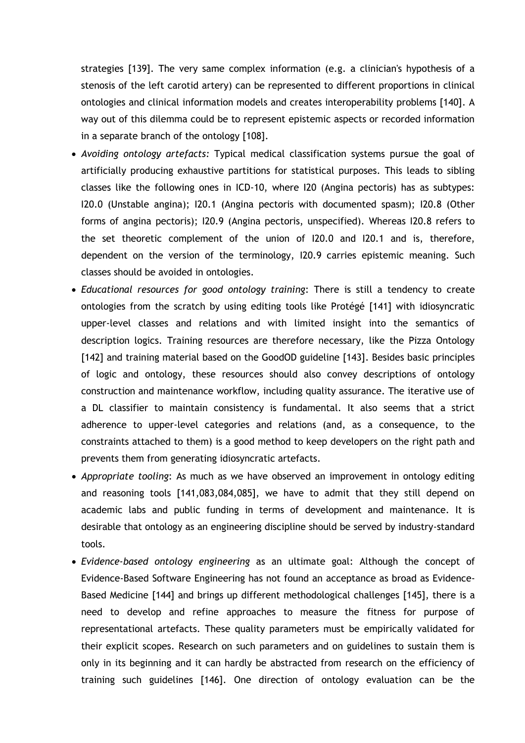strategies [139]. The very same complex information (e.g. a clinician's hypothesis of a stenosis of the left carotid artery) can be represented to different proportions in clinical ontologies and clinical information models and creates interoperability problems [140]. A way out of this dilemma could be to represent epistemic aspects or recorded information in a separate branch of the ontology [108].

- *Avoiding ontology artefacts:* Typical medical classification systems pursue the goal of artificially producing exhaustive partitions for statistical purposes. This leads to sibling classes like the following ones in ICD-10, where I20 (Angina pectoris) has as subtypes: I20.0 (Unstable angina); I20.1 (Angina pectoris with documented spasm); I20.8 (Other forms of angina pectoris); I20.9 (Angina pectoris, unspecified). Whereas I20.8 refers to the set theoretic complement of the union of I20.0 and I20.1 and is, therefore, dependent on the version of the terminology, I20.9 carries epistemic meaning. Such classes should be avoided in ontologies.
- *Educational resources for good ontology training*: There is still a tendency to create ontologies from the scratch by using editing tools like Protégé [141] with idiosyncratic upper-level classes and relations and with limited insight into the semantics of description logics. Training resources are therefore necessary, like the Pizza Ontology [142] and training material based on the GoodOD guideline [143]. Besides basic principles of logic and ontology, these resources should also convey descriptions of ontology construction and maintenance workflow, including quality assurance. The iterative use of a DL classifier to maintain consistency is fundamental. It also seems that a strict adherence to upper-level categories and relations (and, as a consequence, to the constraints attached to them) is a good method to keep developers on the right path and prevents them from generating idiosyncratic artefacts.
- *Appropriate tooling*: As much as we have observed an improvement in ontology editing and reasoning tools [141,083,084,085], we have to admit that they still depend on academic labs and public funding in terms of development and maintenance. It is desirable that ontology as an engineering discipline should be served by industry-standard tools.
- *Evidence-based ontology engineering* as an ultimate goal: Although the concept of Evidence-Based Software Engineering has not found an acceptance as broad as Evidence-Based Medicine [144] and brings up different methodological challenges [145], there is a need to develop and refine approaches to measure the fitness for purpose of representational artefacts. These quality parameters must be empirically validated for their explicit scopes. Research on such parameters and on guidelines to sustain them is only in its beginning and it can hardly be abstracted from research on the efficiency of training such guidelines [146]. One direction of ontology evaluation can be the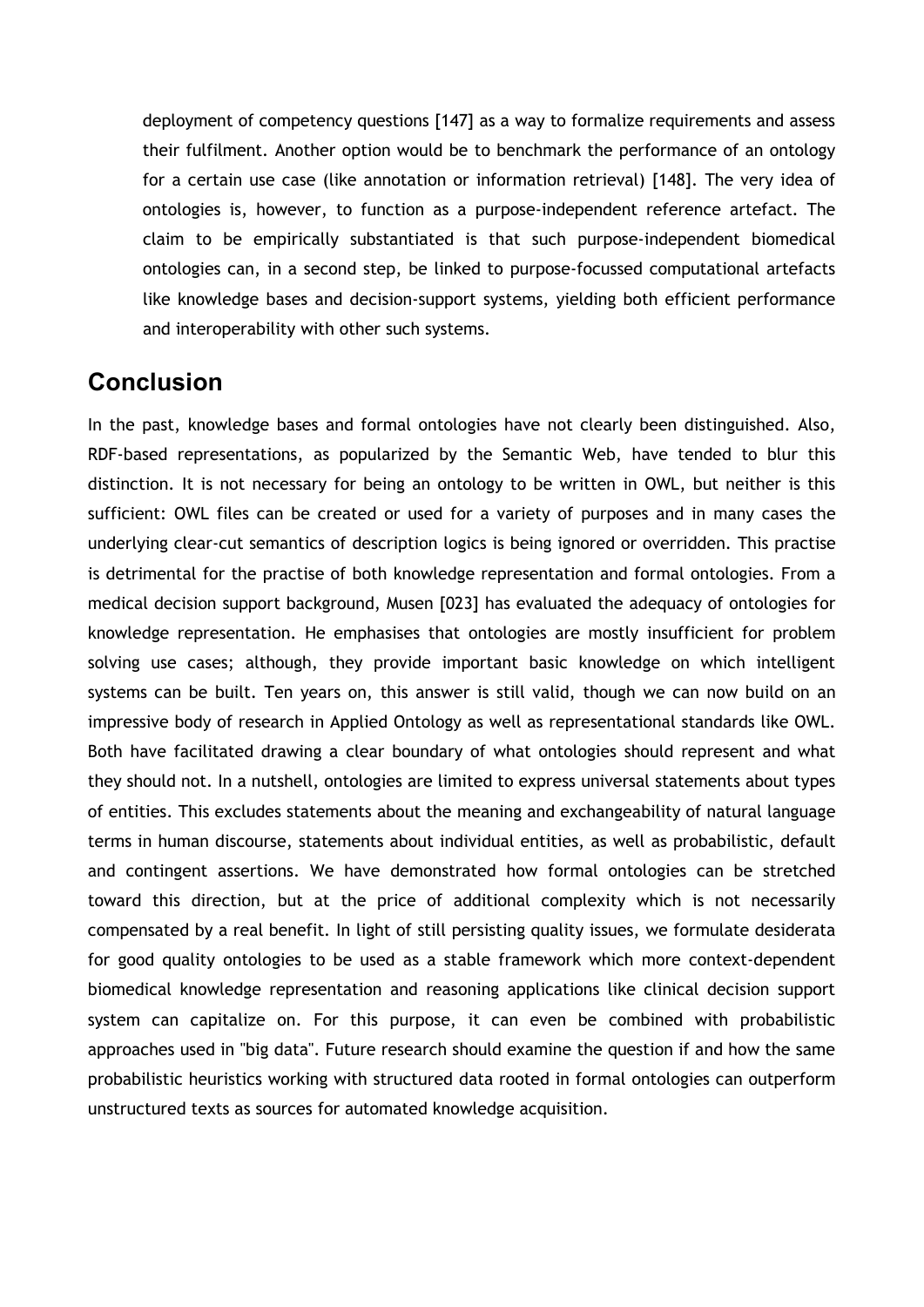deployment of competency questions [147] as a way to formalize requirements and assess their fulfilment. Another option would be to benchmark the performance of an ontology for a certain use case (like annotation or information retrieval) [148]. The very idea of ontologies is, however, to function as a purpose-independent reference artefact. The claim to be empirically substantiated is that such purpose-independent biomedical ontologies can, in a second step, be linked to purpose-focussed computational artefacts like knowledge bases and decision-support systems, yielding both efficient performance and interoperability with other such systems.

## Conclusion

In the past, knowledge bases and formal ontologies have not clearly been distinguished. Also, RDF-based representations, as popularized by the Semantic Web, have tended to blur this distinction. It is not necessary for being an ontology to be written in OWL, but neither is this sufficient: OWL files can be created or used for a variety of purposes and in many cases the underlying clear-cut semantics of description logics is being ignored or overridden. This practise is detrimental for the practise of both knowledge representation and formal ontologies. From a medical decision support background, Musen [023] has evaluated the adequacy of ontologies for knowledge representation. He emphasises that ontologies are mostly insufficient for problem solving use cases; although, they provide important basic knowledge on which intelligent systems can be built. Ten years on, this answer is still valid, though we can now build on an impressive body of research in Applied Ontology as well as representational standards like OWL. Both have facilitated drawing a clear boundary of what ontologies should represent and what they should not. In a nutshell, ontologies are limited to express universal statements about types of entities. This excludes statements about the meaning and exchangeability of natural language terms in human discourse, statements about individual entities, as well as probabilistic, default and contingent assertions. We have demonstrated how formal ontologies can be stretched toward this direction, but at the price of additional complexity which is not necessarily compensated by a real benefit. In light of still persisting quality issues, we formulate desiderata for good quality ontologies to be used as a stable framework which more context-dependent biomedical knowledge representation and reasoning applications like clinical decision support system can capitalize on. For this purpose, it can even be combined with probabilistic approaches used in "big data". Future research should examine the question if and how the same probabilistic heuristics working with structured data rooted in formal ontologies can outperform unstructured texts as sources for automated knowledge acquisition.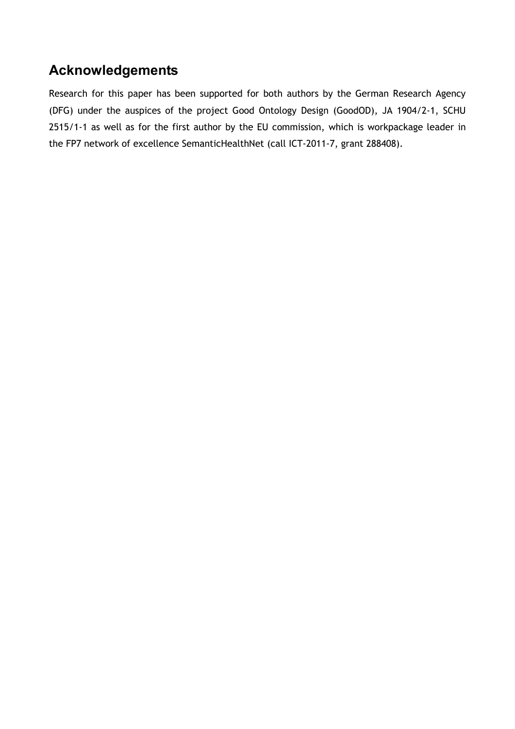## Acknowledgements

Research for this paper has been supported for both authors by the German Research Agency (DFG) under the auspices of the project Good Ontology Design (GoodOD), JA 1904/2-1, SCHU 2515/1-1 as well as for the first author by the EU commission, which is workpackage leader in the FP7 network of excellence SemanticHealthNet (call ICT-2011-7, grant 288408).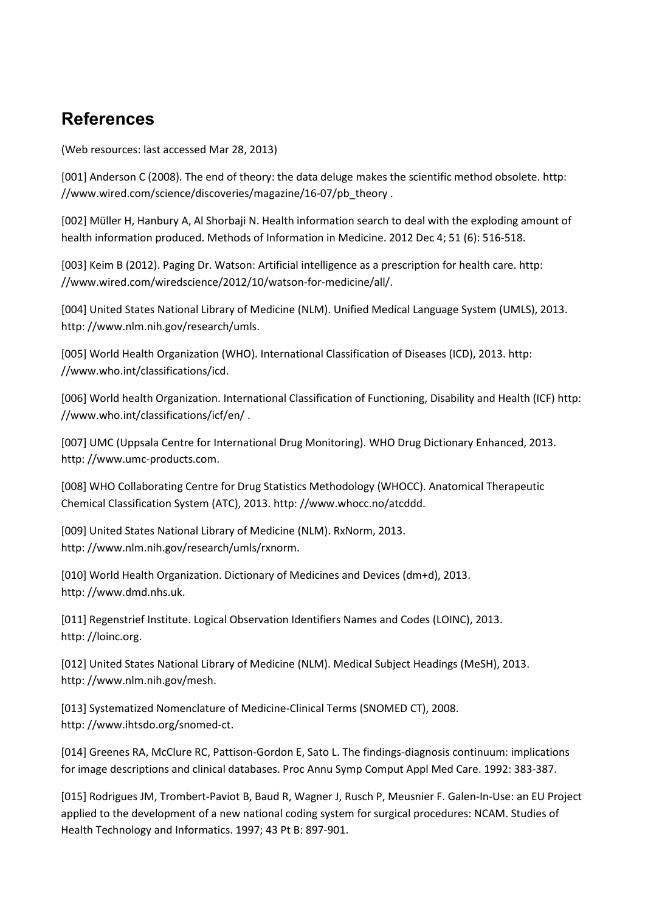## References

(Web resources: last accessed Mar 28, 2013)

[001] Anderson C (2008). The end of theory: the data deluge makes the scientific method obsolete. http: //www.wired.com/science/discoveries/magazine/16-07/pb_theory .

[002] Müller H, Hanbury A, Al Shorbaji N. Health information search to deal with the exploding amount of health information produced. Methods of Information in Medicine. 2012 Dec 4; 51 (6): 516-518.

[003] Keim B (2012). Paging Dr. Watson: Artificial intelligence as a prescription for health care. http: //www.wired.com/wiredscience/2012/10/watson-for-medicine/all/.

[004] United States National Library of Medicine (NLM). Unified Medical Language System (UMLS), 2013. http: //www.nlm.nih.gov/research/umls.

[005] World Health Organization (WHO). International Classification of Diseases (ICD), 2013. http: //www.who.int/classifications/icd.

[006] World health Organization. International Classification of Functioning, Disability and Health (ICF) http: //www.who.int/classifications/icf/en/ .

[007] UMC (Uppsala Centre for International Drug Monitoring). WHO Drug Dictionary Enhanced, 2013. http: //www.umc-products.com.

[008] WHO Collaborating Centre for Drug Statistics Methodology (WHOCC). Anatomical Therapeutic Chemical Classification System (ATC), 2013. http: //www.whocc.no/atcddd.

[009] United States National Library of Medicine (NLM). RxNorm, 2013. http: //www.nlm.nih.gov/research/umls/rxnorm.

[010] World Health Organization. Dictionary of Medicines and Devices (dm+d), 2013. http: //www.dmd.nhs.uk.

[011] Regenstrief Institute. Logical Observation Identifiers Names and Codes (LOINC), 2013. http: //loinc.org.

[012] United States National Library of Medicine (NLM). Medical Subject Headings (MeSH), 2013. http: //www.nlm.nih.gov/mesh.

[013] Systematized Nomenclature of Medicine-Clinical Terms (SNOMED CT), 2008. http: //www.ihtsdo.org/snomed-ct.

[014] Greenes RA, McClure RC, Pattison-Gordon E, Sato L. The findings-diagnosis continuum: implications for image descriptions and clinical databases. Proc Annu Symp Comput Appl Med Care. 1992: 383-387.

[015] Rodrigues JM, Trombert-Paviot B, Baud R, Wagner J, Rusch P, Meusnier F. Galen-In-Use: an EU Project applied to the development of a new national coding system for surgical procedures: NCAM. Studies of Health Technology and Informatics. 1997; 43 Pt B: 897-901.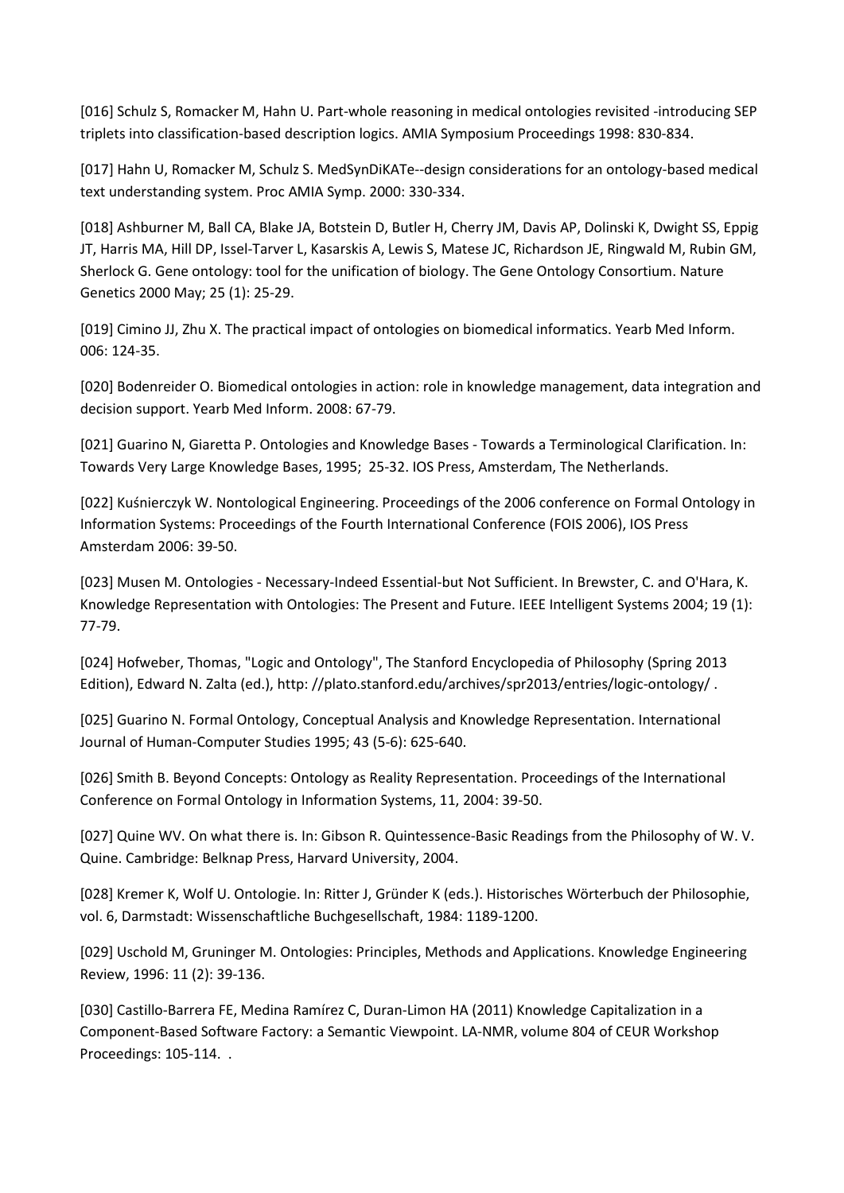[016] Schulz S, Romacker M, Hahn U. Part-whole reasoning in medical ontologies revisited -introducing SEP triplets into classification-based description logics. AMIA Symposium Proceedings 1998: 830-834.

[017] Hahn U, Romacker M, Schulz S. MedSynDiKATe--design considerations for an ontology-based medical text understanding system. Proc AMIA Symp. 2000: 330-334.

[018] Ashburner M, Ball CA, Blake JA, Botstein D, Butler H, Cherry JM, Davis AP, Dolinski K, Dwight SS, Eppig JT, Harris MA, Hill DP, Issel-Tarver L, Kasarskis A, Lewis S, Matese JC, Richardson JE, Ringwald M, Rubin GM, Sherlock G. Gene ontology: tool for the unification of biology. The Gene Ontology Consortium. Nature Genetics 2000 May; 25 (1): 25-29.

[019] Cimino JJ, Zhu X. The practical impact of ontologies on biomedical informatics. Yearb Med Inform. 006: 124-35.

[020] Bodenreider O. Biomedical ontologies in action: role in knowledge management, data integration and decision support. Yearb Med Inform. 2008: 67-79.

[021] Guarino N, Giaretta P. Ontologies and Knowledge Bases - Towards a Terminological Clarification. In: Towards Very Large Knowledge Bases, 1995; 25-32. IOS Press, Amsterdam, The Netherlands.

[022] Kuśnierczyk W. Nontological Engineering. Proceedings of the 2006 conference on Formal Ontology in Information Systems: Proceedings of the Fourth International Conference (FOIS 2006), IOS Press Amsterdam 2006: 39-50.

[023] Musen M. Ontologies - Necessary-Indeed Essential-but Not Sufficient. In Brewster, C. and O'Hara, K. Knowledge Representation with Ontologies: The Present and Future. IEEE Intelligent Systems 2004; 19 (1): 77-79.

[024] Hofweber, Thomas, "Logic and Ontology", The Stanford Encyclopedia of Philosophy (Spring 2013 Edition), Edward N. Zalta (ed.), http: //plato.stanford.edu/archives/spr2013/entries/logic-ontology/ .

[025] Guarino N. Formal Ontology, Conceptual Analysis and Knowledge Representation. International Journal of Human-Computer Studies 1995; 43 (5-6): 625-640.

[026] Smith B. Beyond Concepts: Ontology as Reality Representation. Proceedings of the International Conference on Formal Ontology in Information Systems, 11, 2004: 39-50.

[027] Quine WV. On what there is. In: Gibson R. Quintessence-Basic Readings from the Philosophy of W. V. Quine. Cambridge: Belknap Press, Harvard University, 2004.

[028] Kremer K, Wolf U. Ontologie. In: Ritter J, Gründer K (eds.). Historisches Wörterbuch der Philosophie, vol. 6, Darmstadt: Wissenschaftliche Buchgesellschaft, 1984: 1189-1200.

[029] Uschold M, Gruninger M. Ontologies: Principles, Methods and Applications. Knowledge Engineering Review, 1996: 11 (2): 39-136.

[030] Castillo-Barrera FE, Medina Ramírez C, Duran-Limon HA (2011) Knowledge Capitalization in a Component-Based Software Factory: a Semantic Viewpoint. LA-NMR, volume 804 of CEUR Workshop Proceedings: 105-114. .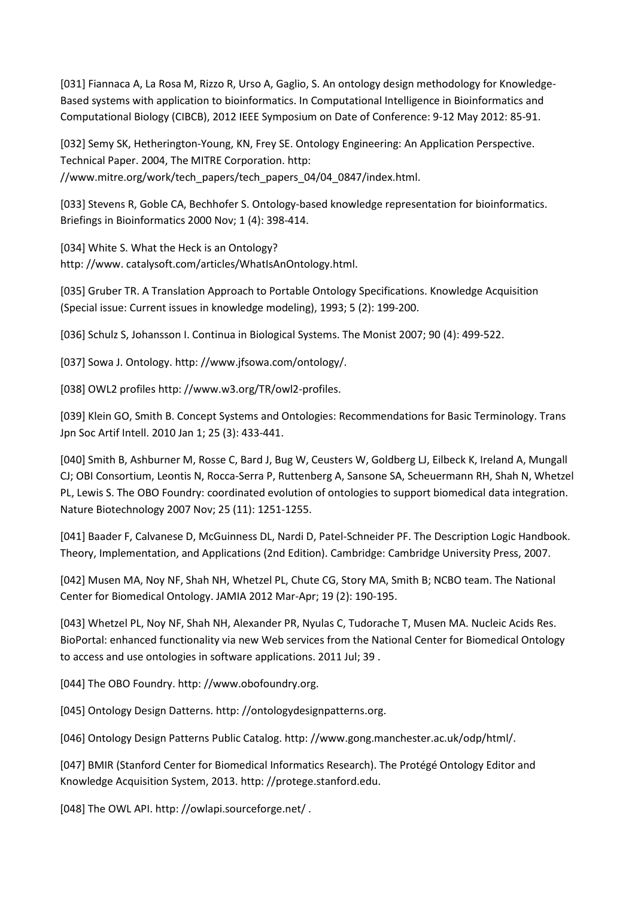[031] Fiannaca A, La Rosa M, Rizzo R, Urso A, Gaglio, S. An ontology design methodology for Knowledge-Based systems with application to bioinformatics. In Computational Intelligence in Bioinformatics and Computational Biology (CIBCB), 2012 IEEE Symposium on Date of Conference: 9-12 May 2012: 85-91.

[032] Semy SK, Hetherington-Young, KN, Frey SE. Ontology Engineering: An Application Perspective. Technical Paper. 2004, The MITRE Corporation. http: //www.mitre.org/work/tech_papers/tech_papers_04/04_0847/index.html.

[033] Stevens R, Goble CA, Bechhofer S. Ontology-based knowledge representation for bioinformatics. Briefings in Bioinformatics 2000 Nov; 1 (4): 398-414.

[034] White S. What the Heck is an Ontology? http: //www. catalysoft.com/articles/WhatIsAnOntology.html.

[035] Gruber TR. A Translation Approach to Portable Ontology Specifications. Knowledge Acquisition (Special issue: Current issues in knowledge modeling), 1993; 5 (2): 199-200.

[036] Schulz S, Johansson I. Continua in Biological Systems. The Monist 2007; 90 (4): 499-522.

[037] Sowa J. Ontology. http: //www.jfsowa.com/ontology/.

[038] OWL2 profiles http: //www.w3.org/TR/owl2-profiles.

[039] Klein GO, Smith B. Concept Systems and Ontologies: Recommendations for Basic Terminology. Trans Jpn Soc Artif Intell. 2010 Jan 1; 25 (3): 433-441.

[040] Smith B, Ashburner M, Rosse C, Bard J, Bug W, Ceusters W, Goldberg LJ, Eilbeck K, Ireland A, Mungall CJ; OBI Consortium, Leontis N, Rocca-Serra P, Ruttenberg A, Sansone SA, Scheuermann RH, Shah N, Whetzel PL, Lewis S. The OBO Foundry: coordinated evolution of ontologies to support biomedical data integration. Nature Biotechnology 2007 Nov; 25 (11): 1251-1255.

[041] Baader F, Calvanese D, McGuinness DL, Nardi D, Patel-Schneider PF. The Description Logic Handbook. Theory, Implementation, and Applications (2nd Edition). Cambridge: Cambridge University Press, 2007.

[042] Musen MA, Noy NF, Shah NH, Whetzel PL, Chute CG, Story MA, Smith B; NCBO team. The National Center for Biomedical Ontology. JAMIA 2012 Mar-Apr; 19 (2): 190-195.

[043] Whetzel PL, Noy NF, Shah NH, Alexander PR, Nyulas C, Tudorache T, Musen MA. Nucleic Acids Res. BioPortal: enhanced functionality via new Web services from the National Center for Biomedical Ontology to access and use ontologies in software applications. 2011 Jul; 39 .

[044] The OBO Foundry. http: //www.obofoundry.org.

[045] Ontology Design Datterns. http: //ontologydesignpatterns.org.

[046] Ontology Design Patterns Public Catalog. http: //www.gong.manchester.ac.uk/odp/html/.

[047] BMIR (Stanford Center for Biomedical Informatics Research). The Protégé Ontology Editor and Knowledge Acquisition System, 2013. http: //protege.stanford.edu.

[048] The OWL API. http: //owlapi.sourceforge.net/ .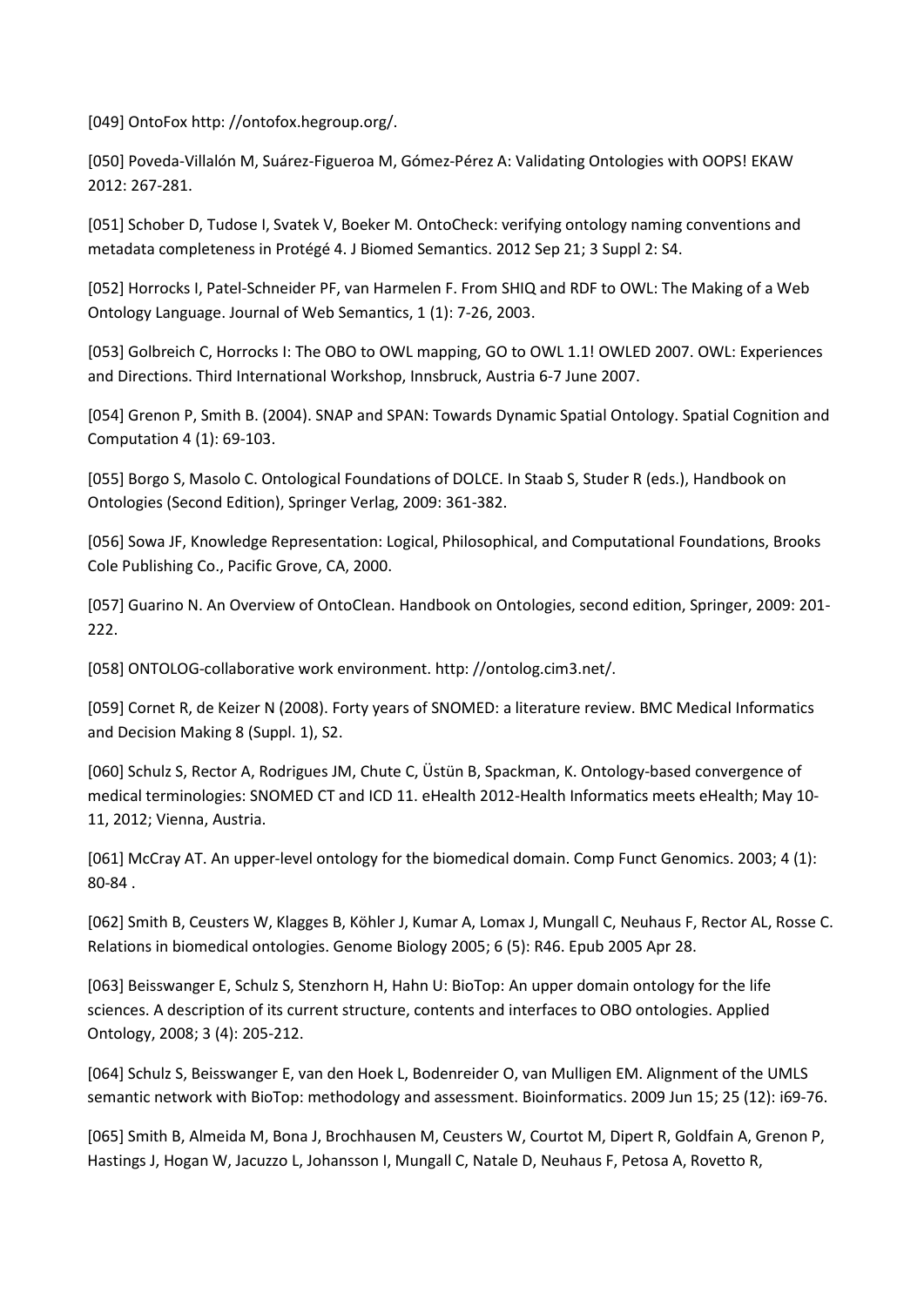[049] OntoFox http: //ontofox.hegroup.org/.

[050] Poveda-Villalón M, Suárez-Figueroa M, Gómez-Pérez A: Validating Ontologies with OOPS! EKAW 2012: 267-281.

[051] Schober D, Tudose I, Svatek V, Boeker M. OntoCheck: verifying ontology naming conventions and metadata completeness in Protégé 4. J Biomed Semantics. 2012 Sep 21; 3 Suppl 2: S4.

[052] Horrocks I, Patel-Schneider PF, van Harmelen F. From SHIQ and RDF to OWL: The Making of a Web Ontology Language. Journal of Web Semantics, 1 (1): 7-26, 2003.

[053] Golbreich C, Horrocks I: The OBO to OWL mapping, GO to OWL 1.1! OWLED 2007. OWL: Experiences and Directions. Third International Workshop, Innsbruck, Austria 6-7 June 2007.

[054] Grenon P, Smith B. (2004). SNAP and SPAN: Towards Dynamic Spatial Ontology. Spatial Cognition and Computation 4 (1): 69-103.

[055] Borgo S, Masolo C. Ontological Foundations of DOLCE. In Staab S, Studer R (eds.), Handbook on Ontologies (Second Edition), Springer Verlag, 2009: 361-382.

[056] Sowa JF, Knowledge Representation: Logical, Philosophical, and Computational Foundations, Brooks Cole Publishing Co., Pacific Grove, CA, 2000.

[057] Guarino N. An Overview of OntoClean. Handbook on Ontologies, second edition, Springer, 2009: 201-222.

[058] ONTOLOG-collaborative work environment. http: //ontolog.cim3.net/.

[059] Cornet R, de Keizer N (2008). Forty years of SNOMED: a literature review. BMC Medical Informatics and Decision Making 8 (Suppl. 1), S2.

[060] Schulz S, Rector A, Rodrigues JM, Chute C, Üstün B, Spackman, K. Ontology-based convergence of medical terminologies: SNOMED CT and ICD 11. eHealth 2012-Health Informatics meets eHealth; May 10-11, 2012; Vienna, Austria.

[061] McCray AT. An upper-level ontology for the biomedical domain. Comp Funct Genomics. 2003; 4 (1): 80-84 .

[062] Smith B, Ceusters W, Klagges B, Köhler J, Kumar A, Lomax J, Mungall C, Neuhaus F, Rector AL, Rosse C. Relations in biomedical ontologies. Genome Biology 2005; 6 (5): R46. Epub 2005 Apr 28.

[063] Beisswanger E, Schulz S, Stenzhorn H, Hahn U: BioTop: An upper domain ontology for the life sciences. A description of its current structure, contents and interfaces to OBO ontologies. Applied Ontology, 2008; 3 (4): 205-212.

[064] Schulz S, Beisswanger E, van den Hoek L, Bodenreider O, van Mulligen EM. Alignment of the UMLS semantic network with BioTop: methodology and assessment. Bioinformatics. 2009 Jun 15; 25 (12): i69-76.

[065] Smith B, Almeida M, Bona J, Brochhausen M, Ceusters W, Courtot M, Dipert R, Goldfain A, Grenon P, Hastings J, Hogan W, Jacuzzo L, Johansson I, Mungall C, Natale D, Neuhaus F, Petosa A, Rovetto R,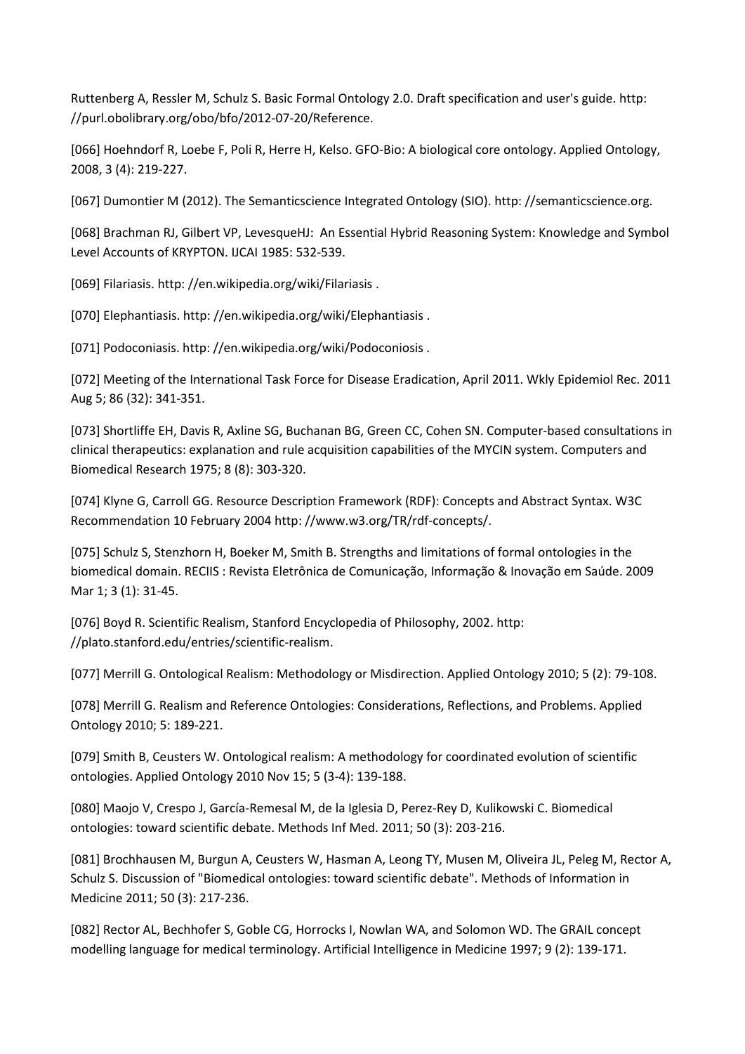Ruttenberg A, Ressler M, Schulz S. Basic Formal Ontology 2.0. Draft specification and user's guide. http: //purl.obolibrary.org/obo/bfo/2012-07-20/Reference.

[066] Hoehndorf R, Loebe F, Poli R, Herre H, Kelso. GFO-Bio: A biological core ontology. Applied Ontology, 2008, 3 (4): 219-227.

[067] Dumontier M (2012). The Semanticscience Integrated Ontology (SIO). http: //semanticscience.org.

[068] Brachman RJ, Gilbert VP, LevesqueHJ: An Essential Hybrid Reasoning System: Knowledge and Symbol Level Accounts of KRYPTON. IJCAI 1985: 532-539.

[069] Filariasis. http: //en.wikipedia.org/wiki/Filariasis .

[070] Elephantiasis. http: //en.wikipedia.org/wiki/Elephantiasis .

[071] Podoconiasis. http: //en.wikipedia.org/wiki/Podoconiosis .

[072] Meeting of the International Task Force for Disease Eradication, April 2011. Wkly Epidemiol Rec. 2011 Aug 5; 86 (32): 341-351.

[073] Shortliffe EH, Davis R, Axline SG, Buchanan BG, Green CC, Cohen SN. Computer-based consultations in clinical therapeutics: explanation and rule acquisition capabilities of the MYCIN system. Computers and Biomedical Research 1975; 8 (8): 303-320.

[074] Klyne G, Carroll GG. Resource Description Framework (RDF): Concepts and Abstract Syntax. W3C Recommendation 10 February 2004 http: //www.w3.org/TR/rdf-concepts/.

[075] Schulz S, Stenzhorn H, Boeker M, Smith B. Strengths and limitations of formal ontologies in the biomedical domain. RECIIS : Revista Eletrônica de Comunicação, Informação & Inovação em Saúde. 2009 Mar 1; 3 (1): 31-45.

[076] Boyd R. Scientific Realism, Stanford Encyclopedia of Philosophy, 2002. http: //plato.stanford.edu/entries/scientific-realism.

[077] Merrill G. Ontological Realism: Methodology or Misdirection. Applied Ontology 2010; 5 (2): 79-108.

[078] Merrill G. Realism and Reference Ontologies: Considerations, Reflections, and Problems. Applied Ontology 2010; 5: 189-221.

[079] Smith B, Ceusters W. Ontological realism: A methodology for coordinated evolution of scientific ontologies. Applied Ontology 2010 Nov 15; 5 (3-4): 139-188.

[080] Maojo V, Crespo J, García-Remesal M, de la Iglesia D, Perez-Rey D, Kulikowski C. Biomedical ontologies: toward scientific debate. Methods Inf Med. 2011; 50 (3): 203-216.

[081] Brochhausen M, Burgun A, Ceusters W, Hasman A, Leong TY, Musen M, Oliveira JL, Peleg M, Rector A, Schulz S. Discussion of "Biomedical ontologies: toward scientific debate". Methods of Information in Medicine 2011; 50 (3): 217-236.

[082] Rector AL, Bechhofer S, Goble CG, Horrocks I, Nowlan WA, and Solomon WD. The GRAIL concept modelling language for medical terminology. Artificial Intelligence in Medicine 1997; 9 (2): 139-171.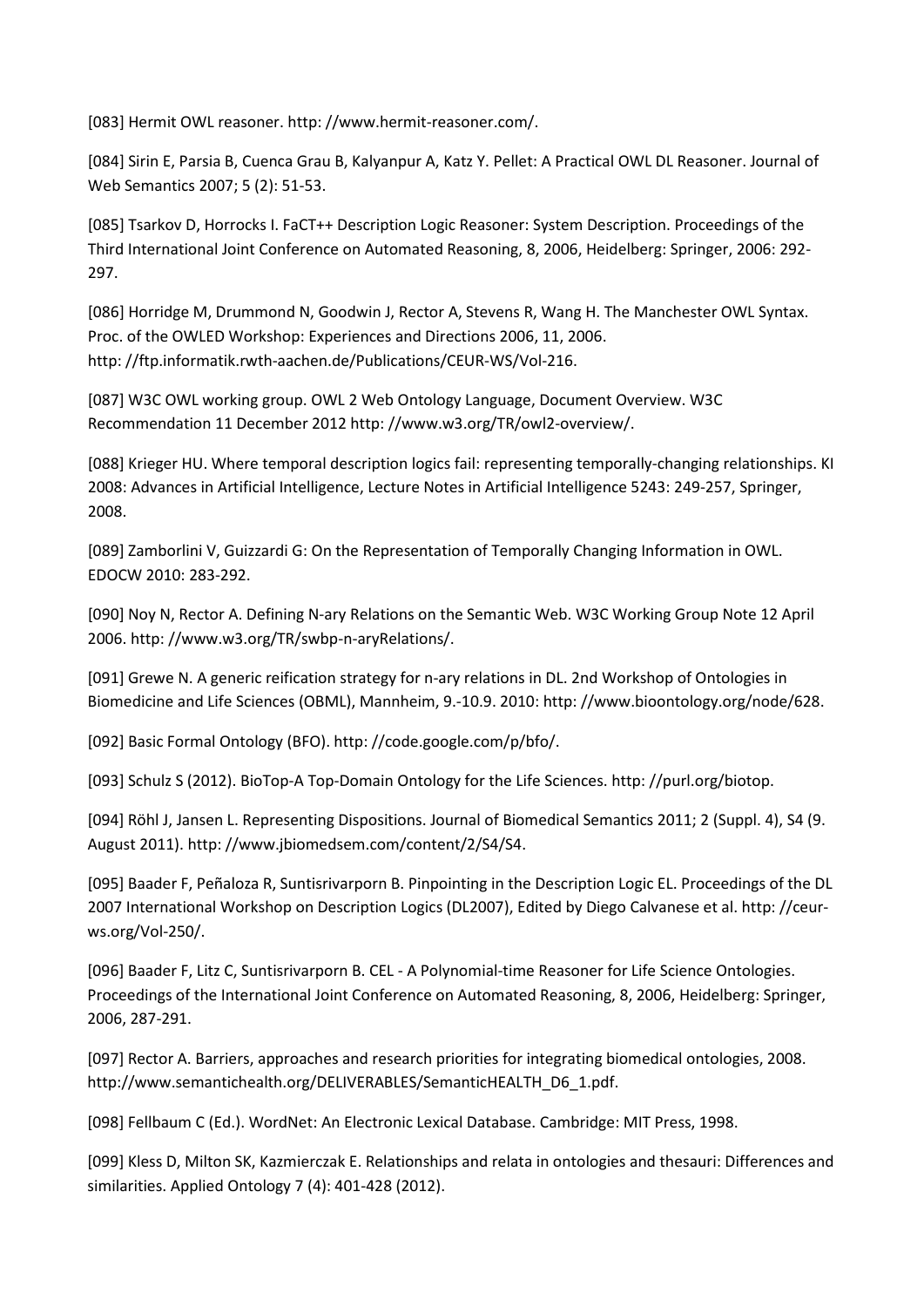[083] Hermit OWL reasoner. http: //www.hermit-reasoner.com/.

[084] Sirin E, Parsia B, Cuenca Grau B, Kalyanpur A, Katz Y. Pellet: A Practical OWL DL Reasoner. Journal of Web Semantics 2007; 5 (2): 51-53.

[085] Tsarkov D, Horrocks I. FaCT++ Description Logic Reasoner: System Description. Proceedings of the Third International Joint Conference on Automated Reasoning, 8, 2006, Heidelberg: Springer, 2006: 292-297.

[086] Horridge M, Drummond N, Goodwin J, Rector A, Stevens R, Wang H. The Manchester OWL Syntax. Proc. of the OWLED Workshop: Experiences and Directions 2006, 11, 2006. http: //ftp.informatik.rwth-aachen.de/Publications/CEUR-WS/Vol-216.

[087] W3C OWL working group. OWL 2 Web Ontology Language, Document Overview. W3C Recommendation 11 December 2012 http: //www.w3.org/TR/owl2-overview/.

[088] Krieger HU. Where temporal description logics fail: representing temporally-changing relationships. KI 2008: Advances in Artificial Intelligence, Lecture Notes in Artificial Intelligence 5243: 249-257, Springer, 2008.

[089] Zamborlini V, Guizzardi G: On the Representation of Temporally Changing Information in OWL. EDOCW 2010: 283-292.

[090] Noy N, Rector A. Defining N-ary Relations on the Semantic Web. W3C Working Group Note 12 April 2006. http: //www.w3.org/TR/swbp-n-aryRelations/.

[091] Grewe N. A generic reification strategy for n-ary relations in DL. 2nd Workshop of Ontologies in Biomedicine and Life Sciences (OBML), Mannheim, 9.-10.9. 2010: http: //www.bioontology.org/node/628.

[092] Basic Formal Ontology (BFO). http: //code.google.com/p/bfo/.

[093] Schulz S (2012). BioTop-A Top-Domain Ontology for the Life Sciences. http: //purl.org/biotop.

[094] Röhl J, Jansen L. Representing Dispositions. Journal of Biomedical Semantics 2011; 2 (Suppl. 4), S4 (9. August 2011). http: //www.jbiomedsem.com/content/2/S4/S4.

[095] Baader F, Peñaloza R, Suntisrivarporn B. Pinpointing in the Description Logic EL. Proceedings of the DL 2007 International Workshop on Description Logics (DL2007), Edited by Diego Calvanese et al. http: //ceur-ws.org/Vol-250/.

[096] Baader F, Litz C, Suntisrivarporn B. CEL - A Polynomial-time Reasoner for Life Science Ontologies. Proceedings of the International Joint Conference on Automated Reasoning, 8, 2006, Heidelberg: Springer, 2006, 287-291.

[097] Rector A. Barriers, approaches and research priorities for integrating biomedical ontologies, 2008. http://www.semantichealth.org/DELIVERABLES/SemanticHEALTH_D6_1.pdf.

[098] Fellbaum C (Ed.). WordNet: An Electronic Lexical Database. Cambridge: MIT Press, 1998.

[099] Kless D, Milton SK, Kazmierczak E. Relationships and relata in ontologies and thesauri: Differences and similarities. Applied Ontology 7 (4): 401-428 (2012).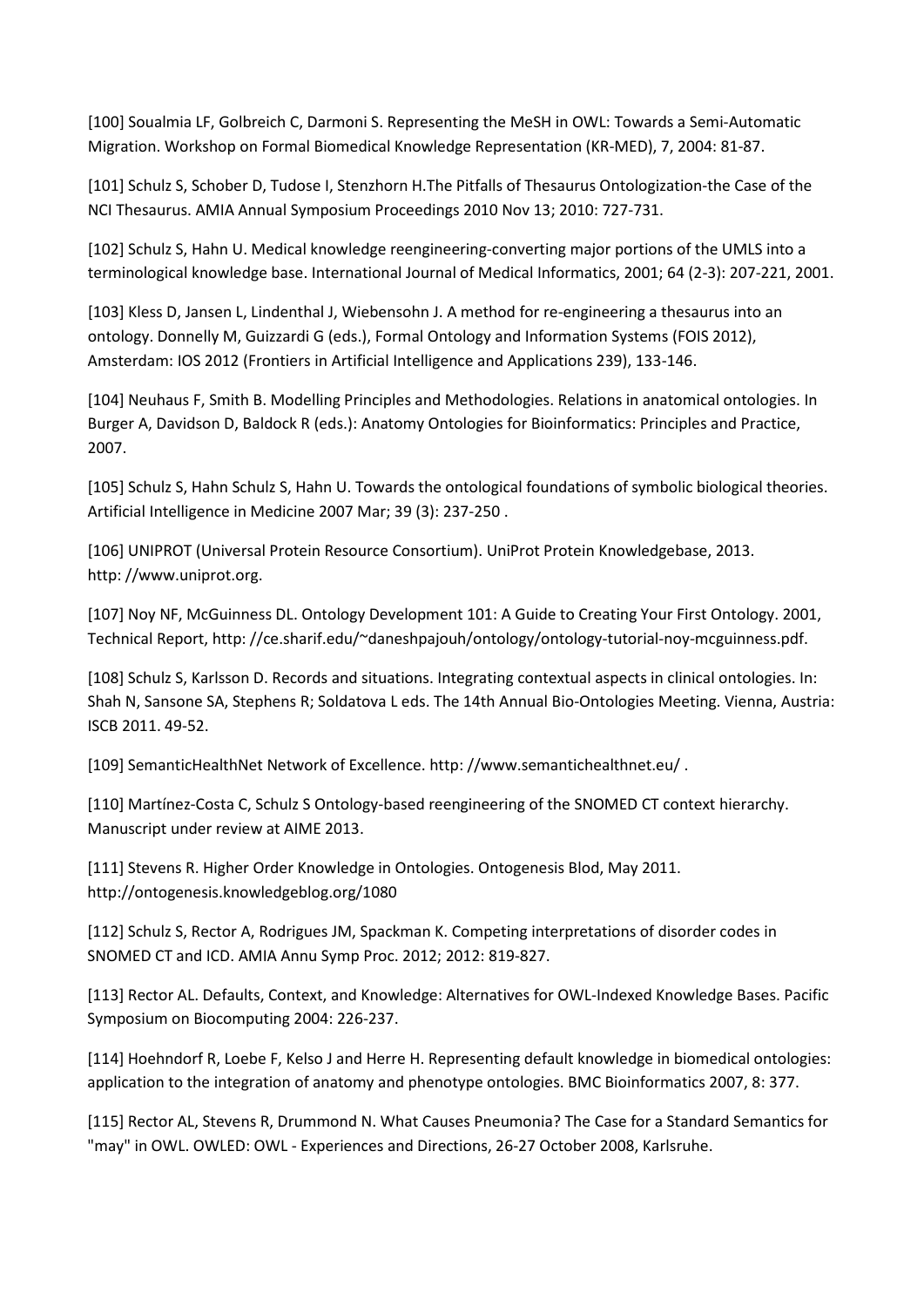[100] Soualmia LF, Golbreich C, Darmoni S. Representing the MeSH in OWL: Towards a Semi-Automatic Migration. Workshop on Formal Biomedical Knowledge Representation (KR-MED), 7, 2004: 81-87.

[101] Schulz S, Schober D, Tudose I, Stenzhorn H.The Pitfalls of Thesaurus Ontologization-the Case of the NCI Thesaurus. AMIA Annual Symposium Proceedings 2010 Nov 13; 2010: 727-731.

[102] Schulz S, Hahn U. Medical knowledge reengineering-converting major portions of the UMLS into a terminological knowledge base. International Journal of Medical Informatics, 2001; 64 (2-3): 207-221, 2001.

[103] Kless D, Jansen L, Lindenthal J, Wiebensohn J. A method for re-engineering a thesaurus into an ontology. Donnelly M, Guizzardi G (eds.), Formal Ontology and Information Systems (FOIS 2012), Amsterdam: IOS 2012 (Frontiers in Artificial Intelligence and Applications 239), 133-146.

[104] Neuhaus F, Smith B. Modelling Principles and Methodologies. Relations in anatomical ontologies. In Burger A, Davidson D, Baldock R (eds.): Anatomy Ontologies for Bioinformatics: Principles and Practice, 2007.

[105] Schulz S, Hahn Schulz S, Hahn U. Towards the ontological foundations of symbolic biological theories. Artificial Intelligence in Medicine 2007 Mar; 39 (3): 237-250 .

[106] UNIPROT (Universal Protein Resource Consortium). UniProt Protein Knowledgebase, 2013. http: //www.uniprot.org.

[107] Noy NF, McGuinness DL. Ontology Development 101: A Guide to Creating Your First Ontology. 2001, Technical Report, http: //ce.sharif.edu/~daneshpajouh/ontology/ontology-tutorial-noy-mcguinness.pdf.

[108] Schulz S, Karlsson D. Records and situations. Integrating contextual aspects in clinical ontologies. In: Shah N, Sansone SA, Stephens R; Soldatova L eds. The 14th Annual Bio-Ontologies Meeting. Vienna, Austria: ISCB 2011. 49-52.

[109] SemanticHealthNet Network of Excellence. http: //www.semantichealthnet.eu/ .

[110] Martínez-Costa C, Schulz S Ontology-based reengineering of the SNOMED CT context hierarchy. Manuscript under review at AIME 2013.

[111] Stevens R. Higher Order Knowledge in Ontologies. Ontogenesis Blod, May 2011. http://ontogenesis.knowledgeblog.org/1080

[112] Schulz S, Rector A, Rodrigues JM, Spackman K. Competing interpretations of disorder codes in SNOMED CT and ICD. AMIA Annu Symp Proc. 2012; 2012: 819-827.

[113] Rector AL. Defaults, Context, and Knowledge: Alternatives for OWL-Indexed Knowledge Bases. Pacific Symposium on Biocomputing 2004: 226-237.

[114] Hoehndorf R, Loebe F, Kelso J and Herre H. Representing default knowledge in biomedical ontologies: application to the integration of anatomy and phenotype ontologies. BMC Bioinformatics 2007, 8: 377.

[115] Rector AL, Stevens R, Drummond N. What Causes Pneumonia? The Case for a Standard Semantics for "may" in OWL. OWLED: OWL - Experiences and Directions, 26-27 October 2008, Karlsruhe.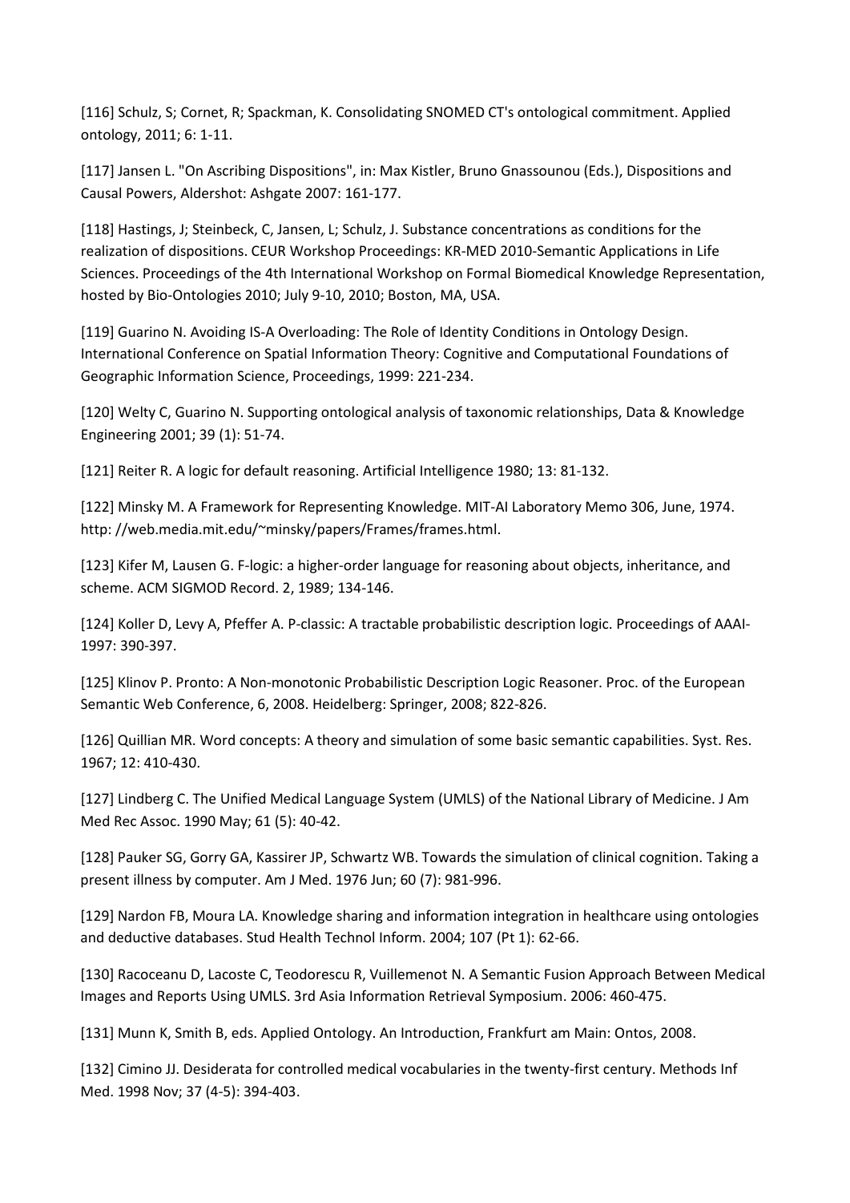[116] Schulz, S; Cornet, R; Spackman, K. Consolidating SNOMED CT's ontological commitment. Applied ontology, 2011; 6: 1-11.

[117] Jansen L. "On Ascribing Dispositions", in: Max Kistler, Bruno Gnassounou (Eds.), Dispositions and Causal Powers, Aldershot: Ashgate 2007: 161-177.

[118] Hastings, J; Steinbeck, C, Jansen, L; Schulz, J. Substance concentrations as conditions for the realization of dispositions. CEUR Workshop Proceedings: KR-MED 2010-Semantic Applications in Life Sciences. Proceedings of the 4th International Workshop on Formal Biomedical Knowledge Representation, hosted by Bio-Ontologies 2010; July 9-10, 2010; Boston, MA, USA.

[119] Guarino N. Avoiding IS-A Overloading: The Role of Identity Conditions in Ontology Design. International Conference on Spatial Information Theory: Cognitive and Computational Foundations of Geographic Information Science, Proceedings, 1999: 221-234.

[120] Welty C, Guarino N. Supporting ontological analysis of taxonomic relationships, Data & Knowledge Engineering 2001; 39 (1): 51-74.

[121] Reiter R. A logic for default reasoning. Artificial Intelligence 1980; 13: 81-132.

[122] Minsky M. A Framework for Representing Knowledge. MIT-AI Laboratory Memo 306, June, 1974. http: //web.media.mit.edu/~minsky/papers/Frames/frames.html.

[123] Kifer M, Lausen G. F-logic: a higher-order language for reasoning about objects, inheritance, and scheme. ACM SIGMOD Record. 2, 1989; 134-146.

[124] Koller D, Levy A, Pfeffer A. P-classic: A tractable probabilistic description logic. Proceedings of AAAI-1997: 390-397.

[125] Klinov P. Pronto: A Non-monotonic Probabilistic Description Logic Reasoner. Proc. of the European Semantic Web Conference, 6, 2008. Heidelberg: Springer, 2008; 822-826.

[126] Quillian MR. Word concepts: A theory and simulation of some basic semantic capabilities. Syst. Res. 1967; 12: 410-430.

[127] Lindberg C. The Unified Medical Language System (UMLS) of the National Library of Medicine. J Am Med Rec Assoc. 1990 May; 61 (5): 40-42.

[128] Pauker SG, Gorry GA, Kassirer JP, Schwartz WB. Towards the simulation of clinical cognition. Taking a present illness by computer. Am J Med. 1976 Jun; 60 (7): 981-996.

[129] Nardon FB, Moura LA. Knowledge sharing and information integration in healthcare using ontologies and deductive databases. Stud Health Technol Inform. 2004; 107 (Pt 1): 62-66.

[130] Racoceanu D, Lacoste C, Teodorescu R, Vuillemenot N. A Semantic Fusion Approach Between Medical Images and Reports Using UMLS. 3rd Asia Information Retrieval Symposium. 2006: 460-475.

[131] Munn K, Smith B, eds. Applied Ontology. An Introduction, Frankfurt am Main: Ontos, 2008.

[132] Cimino JJ. Desiderata for controlled medical vocabularies in the twenty-first century. Methods Inf Med. 1998 Nov; 37 (4-5): 394-403.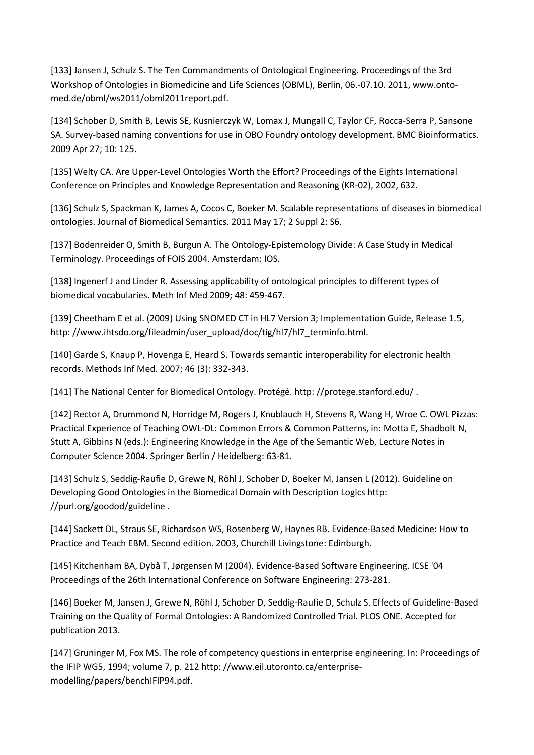[133] Jansen J, Schulz S. The Ten Commandments of Ontological Engineering. Proceedings of the 3rd Workshop of Ontologies in Biomedicine and Life Sciences (OBML), Berlin, 06.-07.10. 2011, www.onto-med.de/obml/ws2011/obml2011report.pdf.

[134] Schober D, Smith B, Lewis SE, Kusnierczyk W, Lomax J, Mungall C, Taylor CF, Rocca-Serra P, Sansone SA. Survey-based naming conventions for use in OBO Foundry ontology development. BMC Bioinformatics. 2009 Apr 27; 10: 125.

[135] Welty CA. Are Upper-Level Ontologies Worth the Effort? Proceedings of the Eights International Conference on Principles and Knowledge Representation and Reasoning (KR-02), 2002, 632.

[136] Schulz S, Spackman K, James A, Cocos C, Boeker M. Scalable representations of diseases in biomedical ontologies. Journal of Biomedical Semantics. 2011 May 17; 2 Suppl 2: S6.

[137] Bodenreider O, Smith B, Burgun A. The Ontology-Epistemology Divide: A Case Study in Medical Terminology. Proceedings of FOIS 2004. Amsterdam: IOS.

[138] Ingenerf J and Linder R. Assessing applicability of ontological principles to different types of biomedical vocabularies. Meth Inf Med 2009; 48: 459-467.

[139] Cheetham E et al. (2009) Using SNOMED CT in HL7 Version 3; Implementation Guide, Release 1.5, http: //www.ihtsdo.org/fileadmin/user_upload/doc/tig/hl7/hl7_terminfo.html.

[140] Garde S, Knaup P, Hovenga E, Heard S. Towards semantic interoperability for electronic health records. Methods Inf Med. 2007; 46 (3): 332-343.

[141] The National Center for Biomedical Ontology. Protégé. http: //protege.stanford.edu/ .

[142] Rector A, Drummond N, Horridge M, Rogers J, Knublauch H, Stevens R, Wang H, Wroe C. OWL Pizzas: Practical Experience of Teaching OWL-DL: Common Errors & Common Patterns, in: Motta E, Shadbolt N, Stutt A, Gibbins N (eds.): Engineering Knowledge in the Age of the Semantic Web, Lecture Notes in Computer Science 2004. Springer Berlin / Heidelberg: 63-81.

[143] Schulz S, Seddig-Raufie D, Grewe N, Röhl J, Schober D, Boeker M, Jansen L (2012). Guideline on Developing Good Ontologies in the Biomedical Domain with Description Logics http: //purl.org/goodod/guideline .

[144] Sackett DL, Straus SE, Richardson WS, Rosenberg W, Haynes RB. Evidence-Based Medicine: How to Practice and Teach EBM. Second edition. 2003, Churchill Livingstone: Edinburgh.

[145] Kitchenham BA, Dybå T, Jørgensen M (2004). Evidence-Based Software Engineering. ICSE '04 Proceedings of the 26th International Conference on Software Engineering: 273-281.

[146] Boeker M, Jansen J, Grewe N, Röhl J, Schober D, Seddig-Raufie D, Schulz S. Effects of Guideline-Based Training on the Quality of Formal Ontologies: A Randomized Controlled Trial. PLOS ONE. Accepted for publication 2013.

[147] Gruninger M, Fox MS. The role of competency questions in enterprise engineering. In: Proceedings of the IFIP WG5, 1994; volume 7, p. 212 http: //www.eil.utoronto.ca/enterprise-modelling/papers/benchIFIP94.pdf.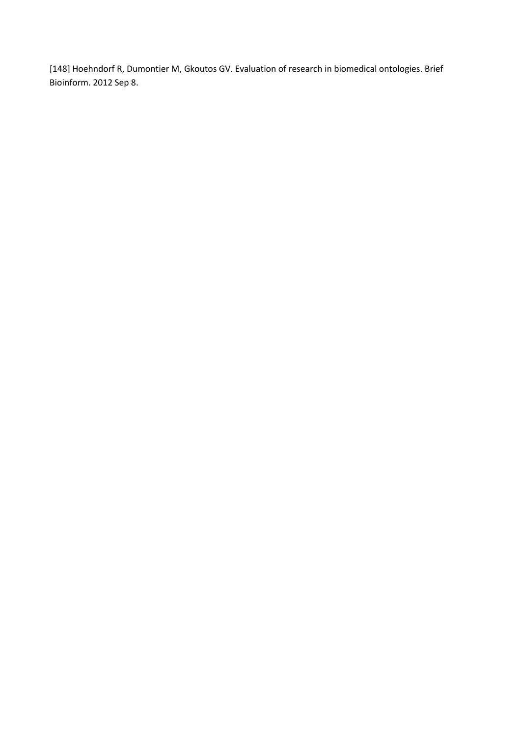[148] Hoehndorf R, Dumontier M, Gkoutos GV. Evaluation of research in biomedical ontologies. Brief Bioinform. 2012 Sep 8.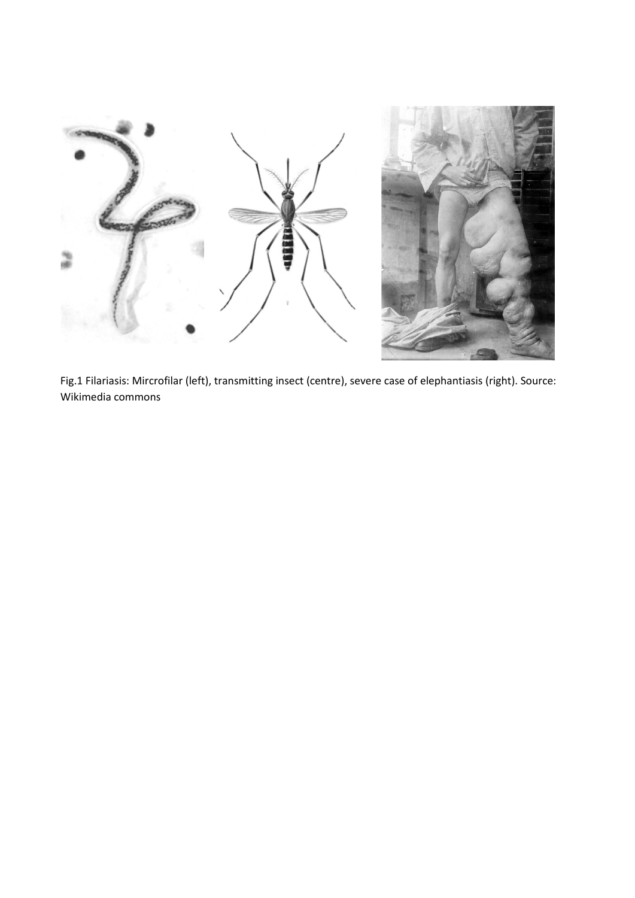Fig.1 Filariasis: Mircrofilar (left), transmitting insect (centre), severe case of elephantiasis (right). Source: Wikimedia commons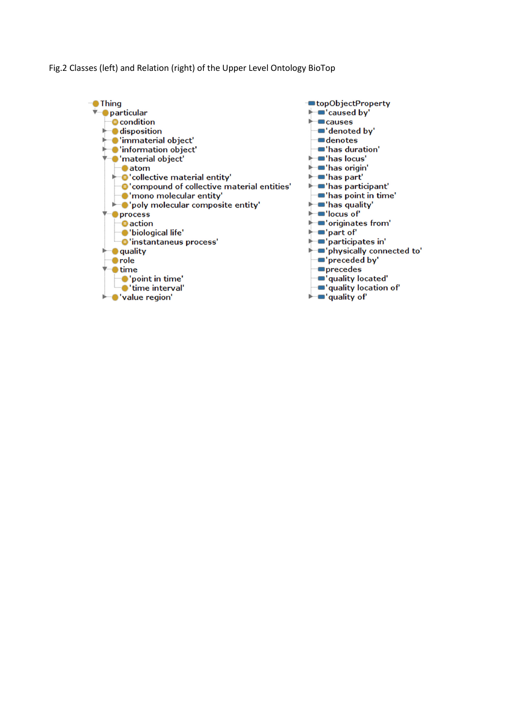Fig.2 Classes (left) and Relation (right) of the Upper Level Ontology BioTop

Thing
- particular
  - condition
  - disposition
  - 'immaterial object'
  - 'information object'
  - 'material object'
    - atom
    - 'collective material entity'
    - 'compound of collective material entities'
    - 'mono molecular entity'
    - 'poly molecular composite entity'
  - process
    - action
    - 'biological life'
    - 'instantaneus process'
  - quality
  - role
  - time
    - 'point in time'
    - 'time interval'
  - 'value region'

topObjectProperty
- 'caused by'
- causes
- 'denoted by'
- denotes
- 'has duration'
- 'has locus'
- 'has origin'
- 'has part'
- 'has participant'
- 'has point in time'
- 'has quality'
- 'locus of'
- 'originates from'
- 'part of'
- 'participates in'
- 'physically connected to'
- 'preceded by'
- precedes
- 'quality located'
- 'quality location of'
- 'quality of'